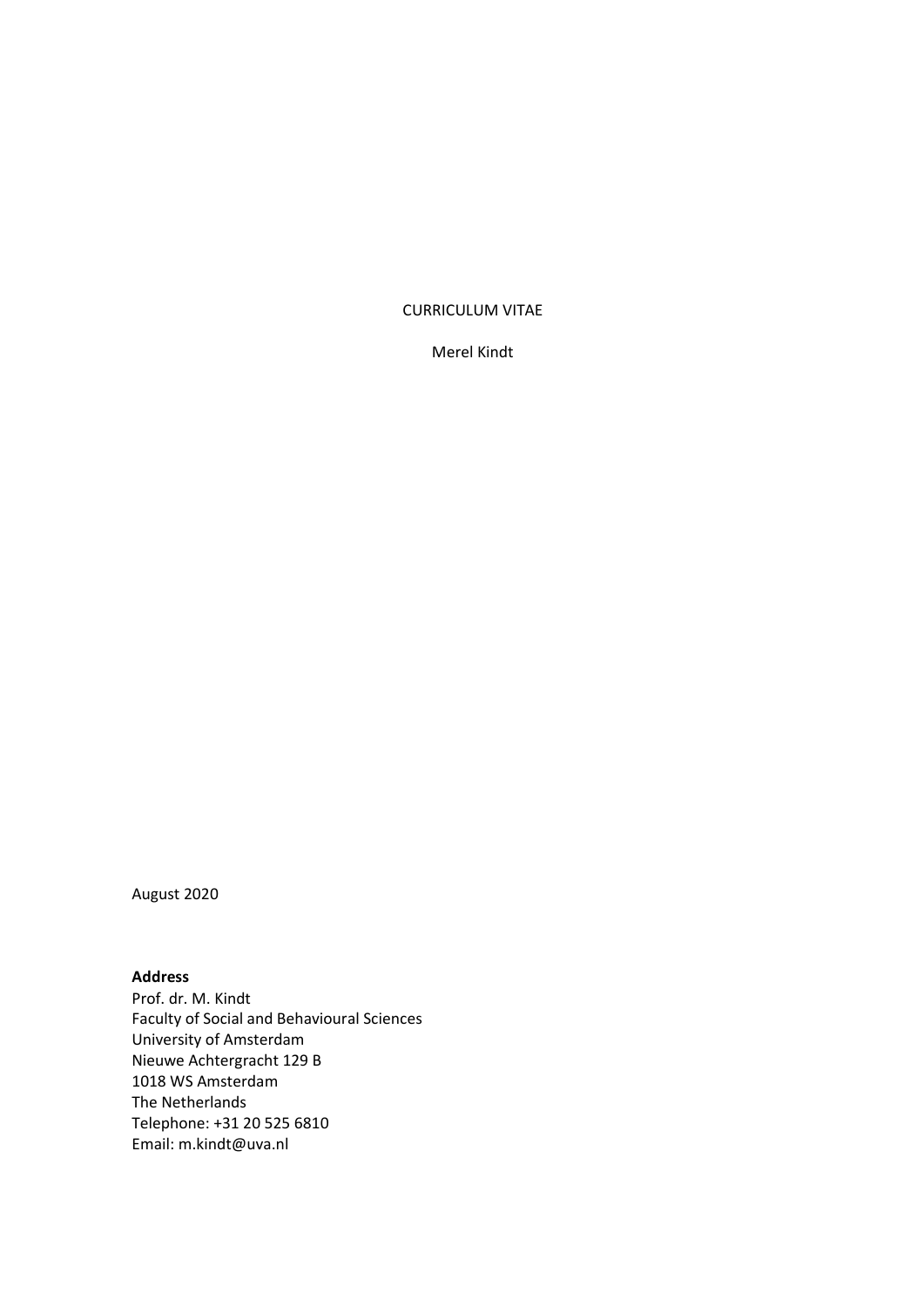# CURRICULUM VITAE

Merel Kindt

August 2020

**Address**
Prof. dr. M. Kindt
Faculty of Social and Behavioural Sciences
University of Amsterdam
Nieuwe Achtergracht 129 B
1018 WS Amsterdam
The Netherlands
Telephone: +31 20 525 6810
Email: m.kindt@uva.nl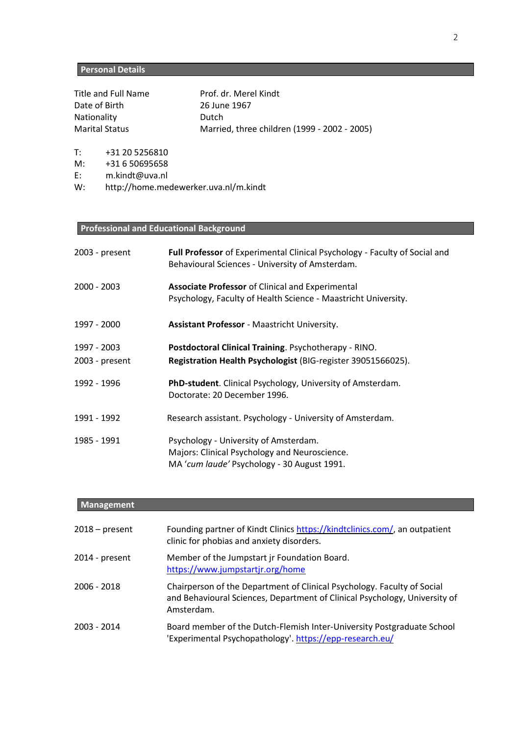## Personal Details

| | |
|---|---|
| Title and Full Name | Prof. dr. Merel Kindt |
| Date of Birth | 26 June 1967 |
| Nationality | Dutch |
| Marital Status | Married, three children (1999 - 2002 - 2005) |

T: +31 20 5256810
M: +31 6 50695658
E: m.kindt@uva.nl
W: http://home.medewerker.uva.nl/m.kindt

## Professional and Educational Background

| | |
|---|---|
| 2003 - present | **Full Professor** of Experimental Clinical Psychology - Faculty of Social and Behavioural Sciences - University of Amsterdam. |
| 2000 - 2003 | **Associate Professor** of Clinical and Experimental Psychology, Faculty of Health Science - Maastricht University. |
| 1997 - 2000 | **Assistant Professor** - Maastricht University. |
| 1997 - 2003 | **Postdoctoral Clinical Training**. Psychotherapy - RINO. |
| 2003 - present | **Registration Health Psychologist** (BIG-register 39051566025). |
| 1992 - 1996 | **PhD-student**. Clinical Psychology, University of Amsterdam. Doctorate: 20 December 1996. |
| 1991 - 1992 | Research assistant. Psychology - University of Amsterdam. |
| 1985 - 1991 | Psychology - University of Amsterdam. Majors: Clinical Psychology and Neuroscience. MA '*cum laude'* Psychology - 30 August 1991. |

## Management

| | |
|---|---|
| 2018 – present | Founding partner of Kindt Clinics https://kindtclinics.com/, an outpatient clinic for phobias and anxiety disorders. |
| 2014 - present | Member of the Jumpstart jr Foundation Board. https://www.jumpstartjr.org/home |
| 2006 - 2018 | Chairperson of the Department of Clinical Psychology. Faculty of Social and Behavioural Sciences, Department of Clinical Psychology, University of Amsterdam. |
| 2003 - 2014 | Board member of the Dutch-Flemish Inter-University Postgraduate School 'Experimental Psychopathology'. https://epp-research.eu/ |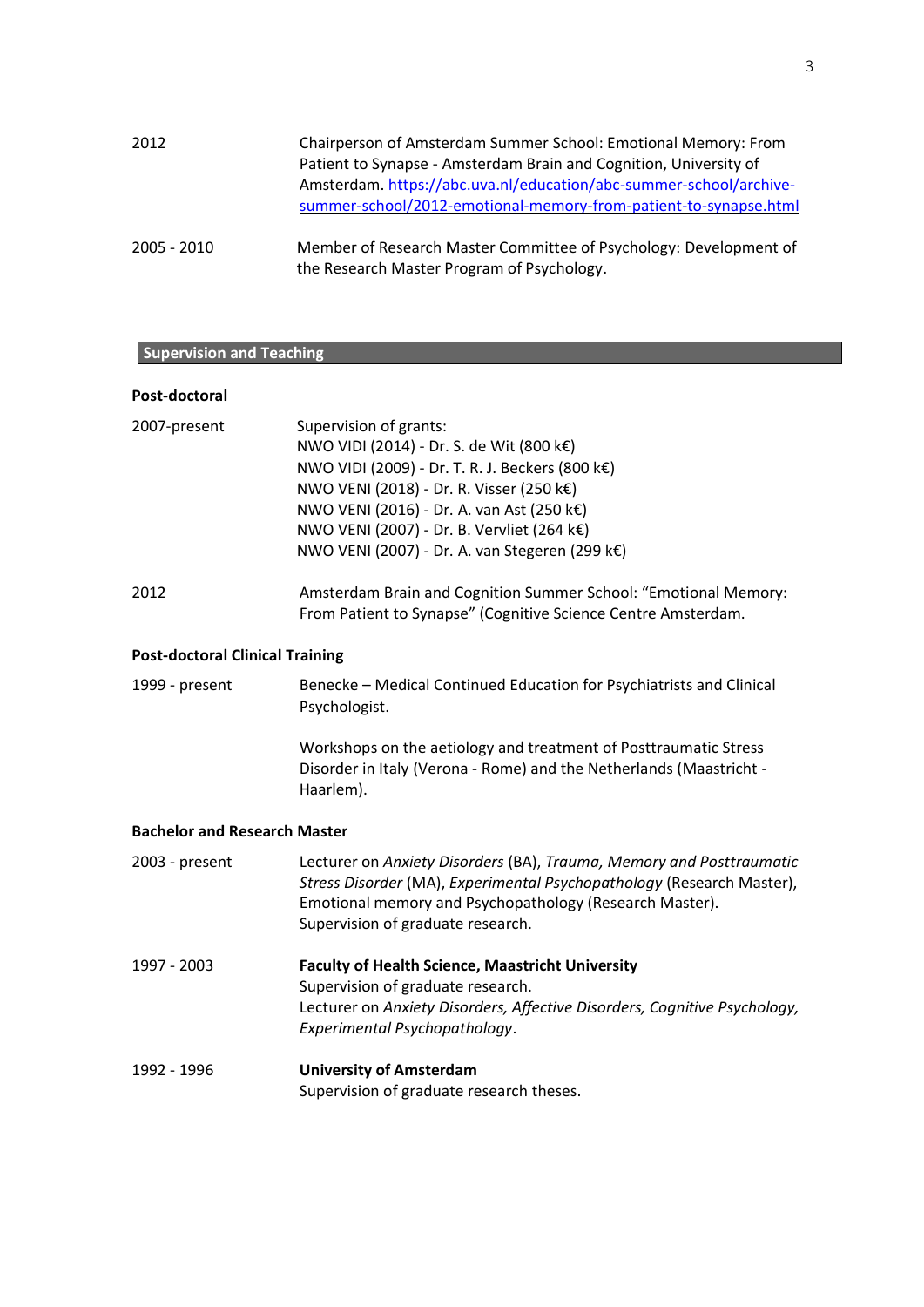| | |
|---|---|
| 2012 | Chairperson of Amsterdam Summer School: Emotional Memory: From Patient to Synapse - Amsterdam Brain and Cognition, University of Amsterdam. [https://abc.uva.nl/education/abc-summer-school/archive-summer-school/2012-emotional-memory-from-patient-to-synapse.html](https://abc.uva.nl/education/abc-summer-school/archive-summer-school/2012-emotional-memory-from-patient-to-synapse.html) |
| 2005 - 2010 | Member of Research Master Committee of Psychology: Development of the Research Master Program of Psychology. |

## Supervision and Teaching

### Post-doctoral

| | |
|---|---|
| 2007-present | Supervision of grants:<br>NWO VIDI (2014) - Dr. S. de Wit (800 k€)<br>NWO VIDI (2009) - Dr. T. R. J. Beckers (800 k€)<br>NWO VENI (2018) - Dr. R. Visser (250 k€)<br>NWO VENI (2016) - Dr. A. van Ast (250 k€)<br>NWO VENI (2007) - Dr. B. Vervliet (264 k€)<br>NWO VENI (2007) - Dr. A. van Stegeren (299 k€) |
| 2012 | Amsterdam Brain and Cognition Summer School: "Emotional Memory: From Patient to Synapse" (Cognitive Science Centre Amsterdam. |

### Post-doctoral Clinical Training

| | |
|---|---|
| 1999 - present | Benecke – Medical Continued Education for Psychiatrists and Clinical Psychologist.<br><br>Workshops on the aetiology and treatment of Posttraumatic Stress Disorder in Italy (Verona - Rome) and the Netherlands (Maastricht - Haarlem). |

### Bachelor and Research Master

| | |
|---|---|
| 2003 - present | Lecturer on *Anxiety Disorders* (BA), *Trauma, Memory and Posttraumatic Stress Disorder* (MA), *Experimental Psychopathology* (Research Master), Emotional memory and Psychopathology (Research Master).<br>Supervision of graduate research. |
| 1997 - 2003 | **Faculty of Health Science, Maastricht University**<br>Supervision of graduate research.<br>Lecturer on *Anxiety Disorders, Affective Disorders, Cognitive Psychology, Experimental Psychopathology*. |
| 1992 - 1996 | **University of Amsterdam**<br>Supervision of graduate research theses. |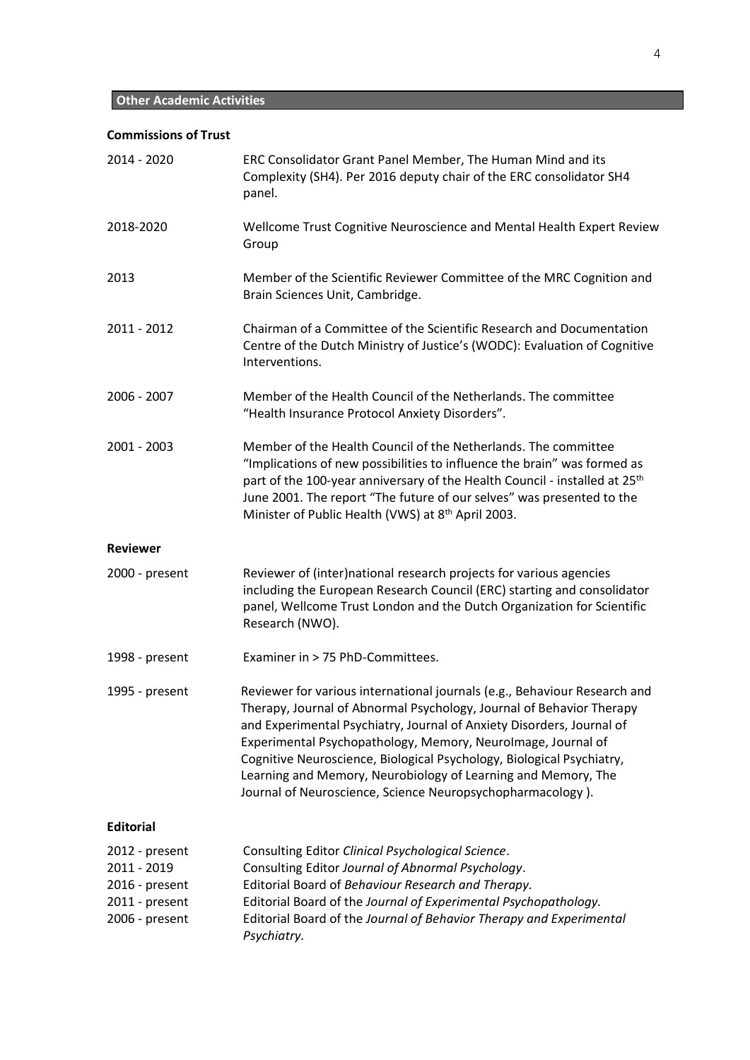## Other Academic Activities

### Commissions of Trust

2014 - 2020 — ERC Consolidator Grant Panel Member, The Human Mind and its Complexity (SH4). Per 2016 deputy chair of the ERC consolidator SH4 panel.

2018-2020 — Wellcome Trust Cognitive Neuroscience and Mental Health Expert Review Group

2013 — Member of the Scientific Reviewer Committee of the MRC Cognition and Brain Sciences Unit, Cambridge.

2011 - 2012 — Chairman of a Committee of the Scientific Research and Documentation Centre of the Dutch Ministry of Justice's (WODC): Evaluation of Cognitive Interventions.

2006 - 2007 — Member of the Health Council of the Netherlands. The committee "Health Insurance Protocol Anxiety Disorders".

2001 - 2003 — Member of the Health Council of the Netherlands. The committee "Implications of new possibilities to influence the brain" was formed as part of the 100-year anniversary of the Health Council - installed at 25th June 2001. The report "The future of our selves" was presented to the Minister of Public Health (VWS) at 8th April 2003.

### Reviewer

2000 - present — Reviewer of (inter)national research projects for various agencies including the European Research Council (ERC) starting and consolidator panel, Wellcome Trust London and the Dutch Organization for Scientific Research (NWO).

1998 - present — Examiner in > 75 PhD-Committees.

1995 - present — Reviewer for various international journals (e.g., Behaviour Research and Therapy, Journal of Abnormal Psychology, Journal of Behavior Therapy and Experimental Psychiatry, Journal of Anxiety Disorders, Journal of Experimental Psychopathology, Memory, NeuroImage, Journal of Cognitive Neuroscience, Biological Psychology, Biological Psychiatry, Learning and Memory, Neurobiology of Learning and Memory, The Journal of Neuroscience, Science Neuropsychopharmacology ).

### Editorial

2012 - present — Consulting Editor *Clinical Psychological Science*.
2011 - 2019 — Consulting Editor *Journal of Abnormal Psychology*.
2016 - present — Editorial Board of *Behaviour Research and Therapy.*
2011 - present — Editorial Board of the *Journal of Experimental Psychopathology.*
2006 - present — Editorial Board of the *Journal of Behavior Therapy and Experimental Psychiatry.*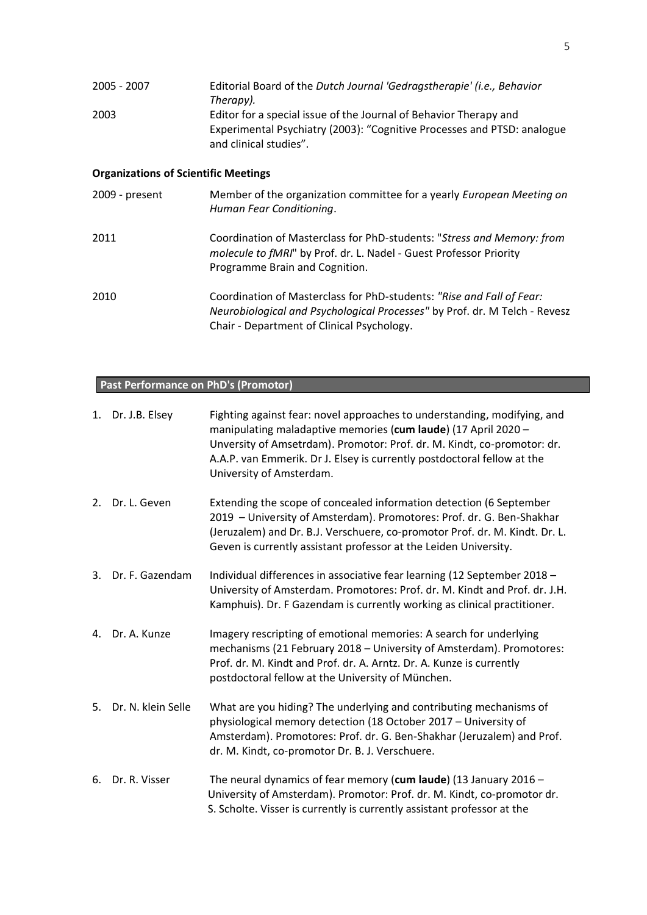| | |
|---|---|
| 2005 - 2007 | Editorial Board of the *Dutch Journal 'Gedragstherapie' (i.e., Behavior Therapy).* |
| 2003 | Editor for a special issue of the Journal of Behavior Therapy and Experimental Psychiatry (2003): "Cognitive Processes and PTSD: analogue and clinical studies". |

**Organizations of Scientific Meetings**

| | |
|---|---|
| 2009 - present | Member of the organization committee for a yearly *European Meeting on Human Fear Conditioning*. |
| 2011 | Coordination of Masterclass for PhD-students: "*Stress and Memory: from molecule to fMRI*" by Prof. dr. L. Nadel - Guest Professor Priority Programme Brain and Cognition. |
| 2010 | Coordination of Masterclass for PhD-students: *"Rise and Fall of Fear: Neurobiological and Psychological Processes"* by Prof. dr. M Telch - Revesz Chair - Department of Clinical Psychology. |

## Past Performance on PhD's (Promotor)

1. Dr. J.B. Elsey — Fighting against fear: novel approaches to understanding, modifying, and manipulating maladaptive memories (**cum laude**) (17 April 2020 – Unversity of Amsetrdam). Promotor: Prof. dr. M. Kindt, co-promotor: dr. A.A.P. van Emmerik. Dr J. Elsey is currently postdoctoral fellow at the University of Amsterdam.
2. Dr. L. Geven — Extending the scope of concealed information detection (6 September 2019 – University of Amsterdam). Promotores: Prof. dr. G. Ben-Shakhar (Jeruzalem) and Dr. B.J. Verschuere, co-promotor Prof. dr. M. Kindt. Dr. L. Geven is currently assistant professor at the Leiden University.
3. Dr. F. Gazendam — Individual differences in associative fear learning (12 September 2018 – University of Amsterdam. Promotores: Prof. dr. M. Kindt and Prof. dr. J.H. Kamphuis). Dr. F Gazendam is currently working as clinical practitioner.
4. Dr. A. Kunze — Imagery rescripting of emotional memories: A search for underlying mechanisms (21 February 2018 – University of Amsterdam). Promotores: Prof. dr. M. Kindt and Prof. dr. A. Arntz. Dr. A. Kunze is currently postdoctoral fellow at the University of München.
5. Dr. N. klein Selle — What are you hiding? The underlying and contributing mechanisms of physiological memory detection (18 October 2017 – University of Amsterdam). Promotores: Prof. dr. G. Ben-Shakhar (Jeruzalem) and Prof. dr. M. Kindt, co-promotor Dr. B. J. Verschuere.
6. Dr. R. Visser — The neural dynamics of fear memory (**cum laude**) (13 January 2016 – University of Amsterdam). Promotor: Prof. dr. M. Kindt, co-promotor dr. S. Scholte. Visser is currently is currently assistant professor at the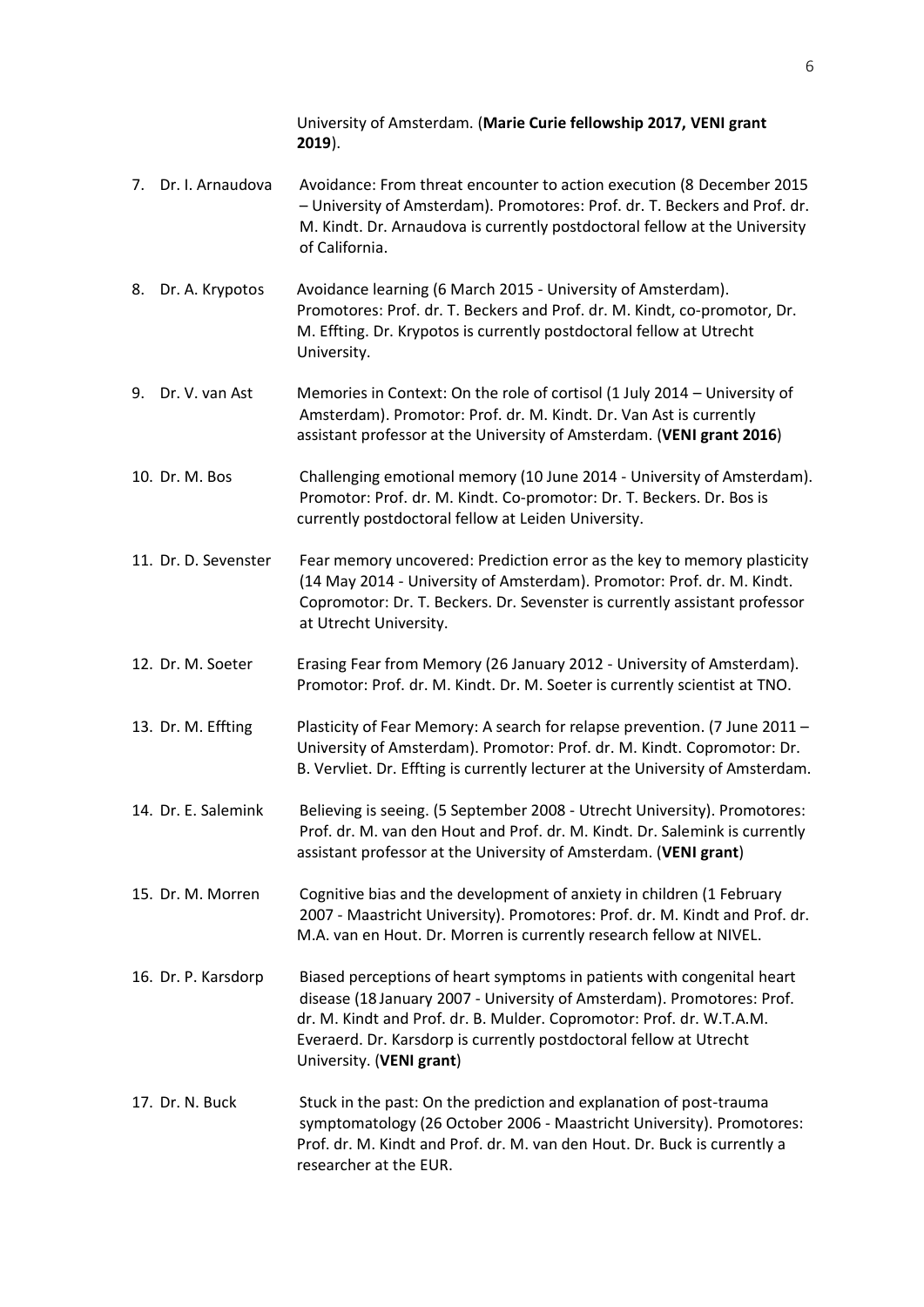University of Amsterdam. (**Marie Curie fellowship 2017, VENI grant 2019**).

7. Dr. I. Arnaudova — Avoidance: From threat encounter to action execution (8 December 2015 – University of Amsterdam). Promotores: Prof. dr. T. Beckers and Prof. dr. M. Kindt. Dr. Arnaudova is currently postdoctoral fellow at the University of California.

8. Dr. A. Krypotos — Avoidance learning (6 March 2015 - University of Amsterdam). Promotores: Prof. dr. T. Beckers and Prof. dr. M. Kindt, co-promotor, Dr. M. Effting. Dr. Krypotos is currently postdoctoral fellow at Utrecht University.

9. Dr. V. van Ast — Memories in Context: On the role of cortisol (1 July 2014 – University of Amsterdam). Promotor: Prof. dr. M. Kindt. Dr. Van Ast is currently assistant professor at the University of Amsterdam. (**VENI grant 2016**)

10. Dr. M. Bos — Challenging emotional memory (10 June 2014 - University of Amsterdam). Promotor: Prof. dr. M. Kindt. Co-promotor: Dr. T. Beckers. Dr. Bos is currently postdoctoral fellow at Leiden University.

11. Dr. D. Sevenster — Fear memory uncovered: Prediction error as the key to memory plasticity (14 May 2014 - University of Amsterdam). Promotor: Prof. dr. M. Kindt. Copromotor: Dr. T. Beckers. Dr. Sevenster is currently assistant professor at Utrecht University.

12. Dr. M. Soeter — Erasing Fear from Memory (26 January 2012 - University of Amsterdam). Promotor: Prof. dr. M. Kindt. Dr. M. Soeter is currently scientist at TNO.

13. Dr. M. Effting — Plasticity of Fear Memory: A search for relapse prevention. (7 June 2011 – University of Amsterdam). Promotor: Prof. dr. M. Kindt. Copromotor: Dr. B. Vervliet. Dr. Effting is currently lecturer at the University of Amsterdam.

14. Dr. E. Salemink — Believing is seeing. (5 September 2008 - Utrecht University). Promotores: Prof. dr. M. van den Hout and Prof. dr. M. Kindt. Dr. Salemink is currently assistant professor at the University of Amsterdam. (**VENI grant**)

15. Dr. M. Morren — Cognitive bias and the development of anxiety in children (1 February 2007 - Maastricht University). Promotores: Prof. dr. M. Kindt and Prof. dr. M.A. van en Hout. Dr. Morren is currently research fellow at NIVEL.

16. Dr. P. Karsdorp — Biased perceptions of heart symptoms in patients with congenital heart disease (18 January 2007 - University of Amsterdam). Promotores: Prof. dr. M. Kindt and Prof. dr. B. Mulder. Copromotor: Prof. dr. W.T.A.M. Everaerd. Dr. Karsdorp is currently postdoctoral fellow at Utrecht University. (**VENI grant**)

17. Dr. N. Buck — Stuck in the past: On the prediction and explanation of post-trauma symptomatology (26 October 2006 - Maastricht University). Promotores: Prof. dr. M. Kindt and Prof. dr. M. van den Hout. Dr. Buck is currently a researcher at the EUR.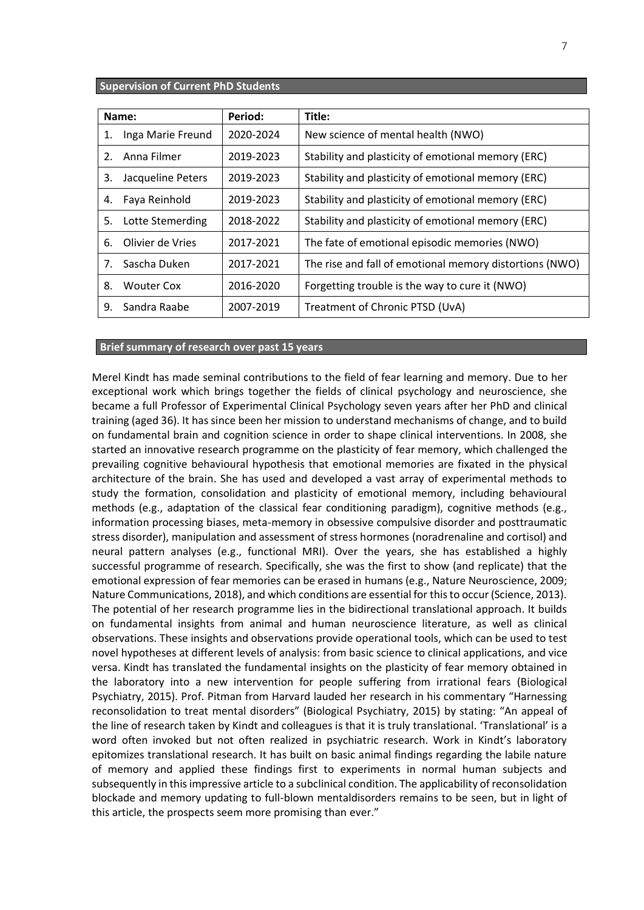## Supervision of Current PhD Students

| Name: | Period: | Title: |
|---|---|---|
| 1. Inga Marie Freund | 2020-2024 | New science of mental health (NWO) |
| 2. Anna Filmer | 2019-2023 | Stability and plasticity of emotional memory (ERC) |
| 3. Jacqueline Peters | 2019-2023 | Stability and plasticity of emotional memory (ERC) |
| 4. Faya Reinhold | 2019-2023 | Stability and plasticity of emotional memory (ERC) |
| 5. Lotte Stemerding | 2018-2022 | Stability and plasticity of emotional memory (ERC) |
| 6. Olivier de Vries | 2017-2021 | The fate of emotional episodic memories (NWO) |
| 7. Sascha Duken | 2017-2021 | The rise and fall of emotional memory distortions (NWO) |
| 8. Wouter Cox | 2016-2020 | Forgetting trouble is the way to cure it (NWO) |
| 9. Sandra Raabe | 2007-2019 | Treatment of Chronic PTSD (UvA) |

## Brief summary of research over past 15 years

Merel Kindt has made seminal contributions to the field of fear learning and memory. Due to her exceptional work which brings together the fields of clinical psychology and neuroscience, she became a full Professor of Experimental Clinical Psychology seven years after her PhD and clinical training (aged 36). It has since been her mission to understand mechanisms of change, and to build on fundamental brain and cognition science in order to shape clinical interventions. In 2008, she started an innovative research programme on the plasticity of fear memory, which challenged the prevailing cognitive behavioural hypothesis that emotional memories are fixated in the physical architecture of the brain. She has used and developed a vast array of experimental methods to study the formation, consolidation and plasticity of emotional memory, including behavioural methods (e.g., adaptation of the classical fear conditioning paradigm), cognitive methods (e.g., information processing biases, meta-memory in obsessive compulsive disorder and posttraumatic stress disorder), manipulation and assessment of stress hormones (noradrenaline and cortisol) and neural pattern analyses (e.g., functional MRI). Over the years, she has established a highly successful programme of research. Specifically, she was the first to show (and replicate) that the emotional expression of fear memories can be erased in humans (e.g., Nature Neuroscience, 2009; Nature Communications, 2018), and which conditions are essential for this to occur (Science, 2013). The potential of her research programme lies in the bidirectional translational approach. It builds on fundamental insights from animal and human neuroscience literature, as well as clinical observations. These insights and observations provide operational tools, which can be used to test novel hypotheses at different levels of analysis: from basic science to clinical applications, and vice versa. Kindt has translated the fundamental insights on the plasticity of fear memory obtained in the laboratory into a new intervention for people suffering from irrational fears (Biological Psychiatry, 2015). Prof. Pitman from Harvard lauded her research in his commentary "Harnessing reconsolidation to treat mental disorders" (Biological Psychiatry, 2015) by stating: "An appeal of the line of research taken by Kindt and colleagues is that it is truly translational. 'Translational' is a word often invoked but not often realized in psychiatric research. Work in Kindt's laboratory epitomizes translational research. It has built on basic animal findings regarding the labile nature of memory and applied these findings first to experiments in normal human subjects and subsequently in this impressive article to a subclinical condition. The applicability of reconsolidation blockade and memory updating to full-blown mentaldisorders remains to be seen, but in light of this article, the prospects seem more promising than ever."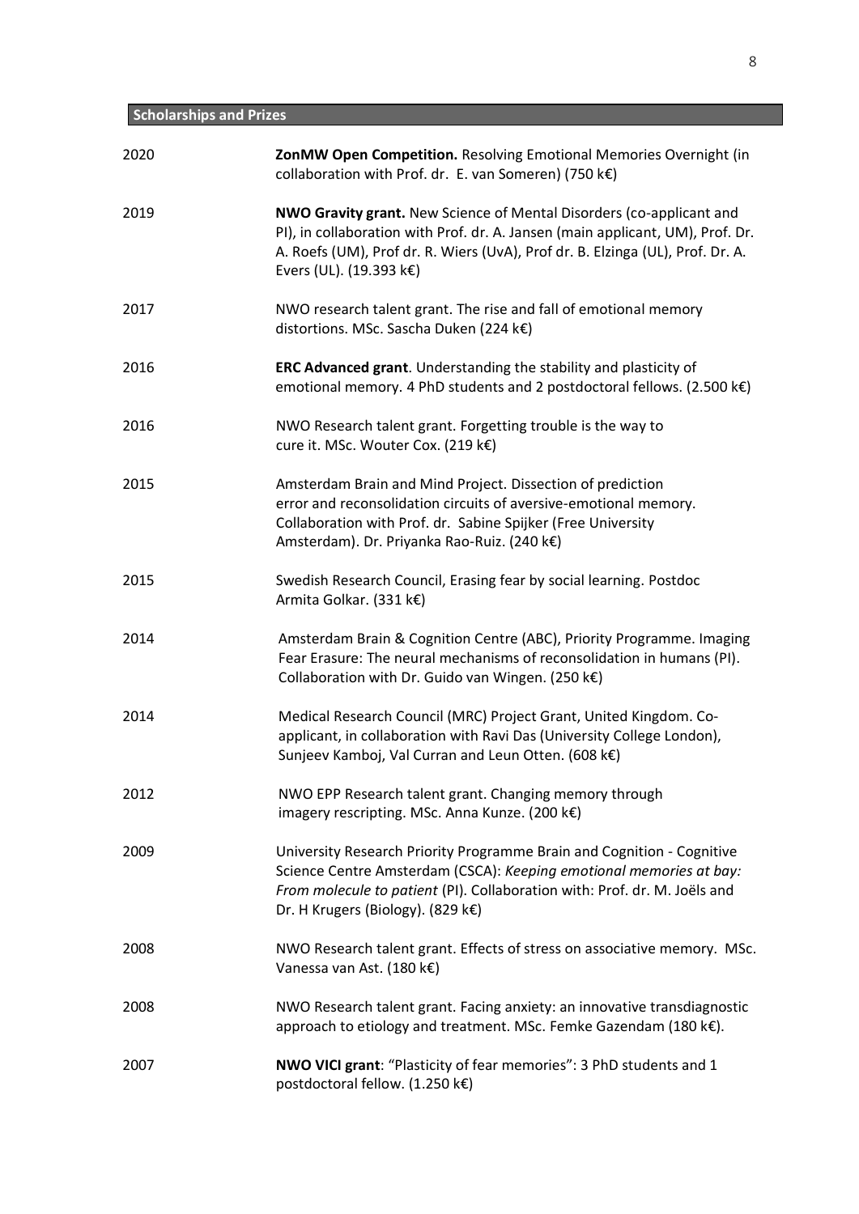## Scholarships and Prizes

2020 **ZonMW Open Competition.** Resolving Emotional Memories Overnight (in collaboration with Prof. dr. E. van Someren) (750 k€)

2019 **NWO Gravity grant.** New Science of Mental Disorders (co-applicant and PI), in collaboration with Prof. dr. A. Jansen (main applicant, UM), Prof. Dr. A. Roefs (UM), Prof dr. R. Wiers (UvA), Prof dr. B. Elzinga (UL), Prof. Dr. A. Evers (UL). (19.393 k€)

2017 NWO research talent grant. The rise and fall of emotional memory distortions. MSc. Sascha Duken (224 k€)

2016 **ERC Advanced grant**. Understanding the stability and plasticity of emotional memory. 4 PhD students and 2 postdoctoral fellows. (2.500 k€)

2016 NWO Research talent grant. Forgetting trouble is the way to cure it. MSc. Wouter Cox. (219 k€)

2015 Amsterdam Brain and Mind Project. Dissection of prediction error and reconsolidation circuits of aversive-emotional memory. Collaboration with Prof. dr. Sabine Spijker (Free University Amsterdam). Dr. Priyanka Rao-Ruiz. (240 k€)

2015 Swedish Research Council, Erasing fear by social learning. Postdoc Armita Golkar. (331 k€)

2014 Amsterdam Brain & Cognition Centre (ABC), Priority Programme. Imaging Fear Erasure: The neural mechanisms of reconsolidation in humans (PI). Collaboration with Dr. Guido van Wingen. (250 k€)

2014 Medical Research Council (MRC) Project Grant, United Kingdom. Co-applicant, in collaboration with Ravi Das (University College London), Sunjeev Kamboj, Val Curran and Leun Otten. (608 k€)

2012 NWO EPP Research talent grant. Changing memory through imagery rescripting. MSc. Anna Kunze. (200 k€)

2009 University Research Priority Programme Brain and Cognition - Cognitive Science Centre Amsterdam (CSCA): *Keeping emotional memories at bay: From molecule to patient* (PI). Collaboration with: Prof. dr. M. Joëls and Dr. H Krugers (Biology). (829 k€)

2008 NWO Research talent grant. Effects of stress on associative memory. MSc. Vanessa van Ast. (180 k€)

2008 NWO Research talent grant. Facing anxiety: an innovative transdiagnostic approach to etiology and treatment. MSc. Femke Gazendam (180 k€).

2007 **NWO VICI grant**: "Plasticity of fear memories": 3 PhD students and 1 postdoctoral fellow. (1.250 k€)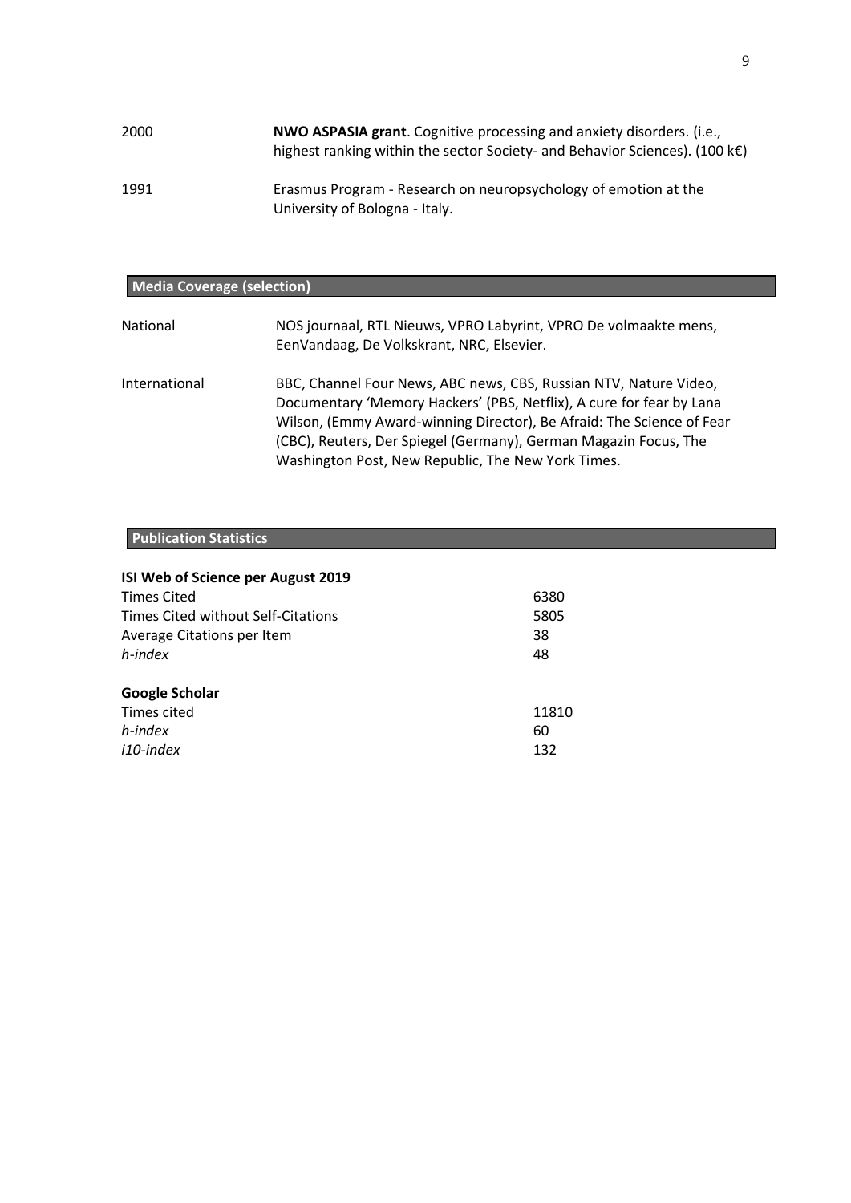2000 **NWO ASPASIA grant**. Cognitive processing and anxiety disorders. (i.e., highest ranking within the sector Society- and Behavior Sciences). (100 k€)

1991 Erasmus Program - Research on neuropsychology of emotion at the University of Bologna - Italy.

## Media Coverage (selection)

National NOS journaal, RTL Nieuws, VPRO Labyrint, VPRO De volmaakte mens, EenVandaag, De Volkskrant, NRC, Elsevier.

International BBC, Channel Four News, ABC news, CBS, Russian NTV, Nature Video, Documentary 'Memory Hackers' (PBS, Netflix), A cure for fear by Lana Wilson, (Emmy Award-winning Director), Be Afraid: The Science of Fear (CBC), Reuters, Der Spiegel (Germany), German Magazin Focus, The Washington Post, New Republic, The New York Times.

## Publication Statistics

**ISI Web of Science per August 2019**

| | |
|---|---|
| Times Cited | 6380 |
| Times Cited without Self-Citations | 5805 |
| Average Citations per Item | 38 |
| *h-index* | 48 |

**Google Scholar**

| | |
|---|---|
| Times cited | 11810 |
| *h-index* | 60 |
| *i10-index* | 132 |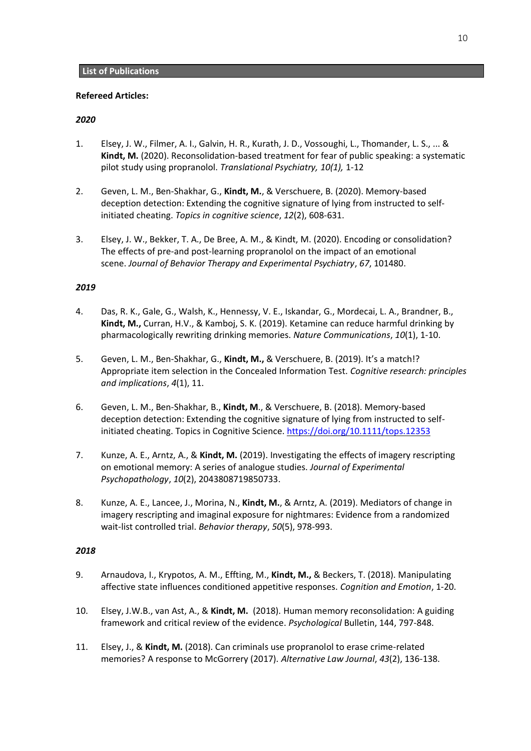## List of Publications

**Refereed Articles:**

***2020***

1. Elsey, J. W., Filmer, A. I., Galvin, H. R., Kurath, J. D., Vossoughi, L., Thomander, L. S., ... & **Kindt, M.** (2020). Reconsolidation-based treatment for fear of public speaking: a systematic pilot study using propranolol. *Translational Psychiatry, 10(1),* 1-12

2. Geven, L. M., Ben-Shakhar, G., **Kindt, M.**, & Verschuere, B. (2020). Memory-based deception detection: Extending the cognitive signature of lying from instructed to self-initiated cheating. *Topics in cognitive science*, *12*(2), 608-631.

3. Elsey, J. W., Bekker, T. A., De Bree, A. M., & Kindt, M. (2020). Encoding or consolidation? The effects of pre-and post-learning propranolol on the impact of an emotional scene. *Journal of Behavior Therapy and Experimental Psychiatry*, *67*, 101480.

***2019***

4. Das, R. K., Gale, G., Walsh, K., Hennessy, V. E., Iskandar, G., Mordecai, L. A., Brandner, B., **Kindt, M.,** Curran, H.V., & Kamboj, S. K. (2019). Ketamine can reduce harmful drinking by pharmacologically rewriting drinking memories. *Nature Communications*, *10*(1), 1-10.

5. Geven, L. M., Ben-Shakhar, G., **Kindt, M.,** & Verschuere, B. (2019). It's a match!? Appropriate item selection in the Concealed Information Test. *Cognitive research: principles and implications*, *4*(1), 11.

6. Geven, L. M., Ben-Shakhar, B., **Kindt, M**., & Verschuere, B. (2018). Memory-based deception detection: Extending the cognitive signature of lying from instructed to self-initiated cheating. Topics in Cognitive Science. https://doi.org/10.1111/tops.12353

7. Kunze, A. E., Arntz, A., & **Kindt, M.** (2019). Investigating the effects of imagery rescripting on emotional memory: A series of analogue studies. *Journal of Experimental Psychopathology*, *10*(2), 2043808719850733.

8. Kunze, A. E., Lancee, J., Morina, N., **Kindt, M.**, & Arntz, A. (2019). Mediators of change in imagery rescripting and imaginal exposure for nightmares: Evidence from a randomized wait-list controlled trial. *Behavior therapy*, *50*(5), 978-993.

***2018***

9. Arnaudova, I., Krypotos, A. M., Effting, M., **Kindt, M.,** & Beckers, T. (2018). Manipulating affective state influences conditioned appetitive responses. *Cognition and Emotion*, 1-20.

10. Elsey, J.W.B., van Ast, A., & **Kindt, M.** (2018). Human memory reconsolidation: A guiding framework and critical review of the evidence. *Psychological* Bulletin, 144, 797-848.

11. Elsey, J., & **Kindt, M.** (2018). Can criminals use propranolol to erase crime-related memories? A response to McGorrery (2017). *Alternative Law Journal*, *43*(2), 136-138.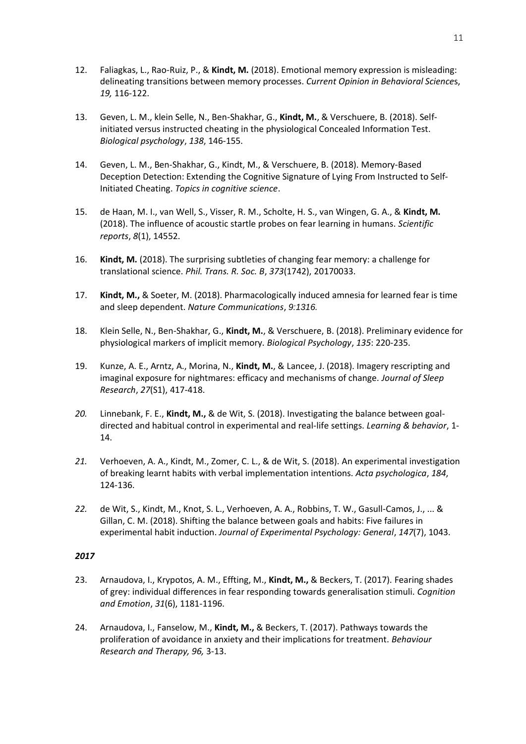12. Faliagkas, L., Rao-Ruiz, P., & **Kindt, M.** (2018). Emotional memory expression is misleading: delineating transitions between memory processes. *Current Opinion in Behavioral Science*s, *19,* 116-122.

13. Geven, L. M., klein Selle, N., Ben-Shakhar, G., **Kindt, M.**, & Verschuere, B. (2018). Self-initiated versus instructed cheating in the physiological Concealed Information Test. *Biological psychology*, *138*, 146-155.

14. Geven, L. M., Ben-Shakhar, G., Kindt, M., & Verschuere, B. (2018). Memory-Based Deception Detection: Extending the Cognitive Signature of Lying From Instructed to Self-Initiated Cheating. *Topics in cognitive science*.

15. de Haan, M. I., van Well, S., Visser, R. M., Scholte, H. S., van Wingen, G. A., & **Kindt, M.** (2018). The influence of acoustic startle probes on fear learning in humans. *Scientific reports*, *8*(1), 14552.

16. **Kindt, M.** (2018). The surprising subtleties of changing fear memory: a challenge for translational science. *Phil. Trans. R. Soc. B*, *373*(1742), 20170033.

17. **Kindt, M.,** & Soeter, M. (2018). Pharmacologically induced amnesia for learned fear is time and sleep dependent. *Nature Communications*, *9:1316.*

18. Klein Selle, N., Ben-Shakhar, G., **Kindt, M.**, & Verschuere, B. (2018). Preliminary evidence for physiological markers of implicit memory. *Biological Psychology*, *135*: 220-235.

19. Kunze, A. E., Arntz, A., Morina, N., **Kindt, M.**, & Lancee, J. (2018). Imagery rescripting and imaginal exposure for nightmares: efficacy and mechanisms of change. *Journal of Sleep Research*, *27*(S1), 417-418.

20. Linnebank, F. E., **Kindt, M.,** & de Wit, S. (2018). Investigating the balance between goal-directed and habitual control in experimental and real-life settings. *Learning & behavior*, 1-14.

21. Verhoeven, A. A., Kindt, M., Zomer, C. L., & de Wit, S. (2018). An experimental investigation of breaking learnt habits with verbal implementation intentions. *Acta psychologica*, *184*, 124-136.

22. de Wit, S., Kindt, M., Knot, S. L., Verhoeven, A. A., Robbins, T. W., Gasull-Camos, J., ... & Gillan, C. M. (2018). Shifting the balance between goals and habits: Five failures in experimental habit induction. *Journal of Experimental Psychology: General*, *147*(7), 1043.

***2017***

23. Arnaudova, I., Krypotos, A. M., Effting, M., **Kindt, M.,** & Beckers, T. (2017). Fearing shades of grey: individual differences in fear responding towards generalisation stimuli. *Cognition and Emotion*, *31*(6), 1181-1196.

24. Arnaudova, I., Fanselow, M., **Kindt, M.,** & Beckers, T. (2017). Pathways towards the proliferation of avoidance in anxiety and their implications for treatment. *Behaviour Research and Therapy, 96,* 3-13.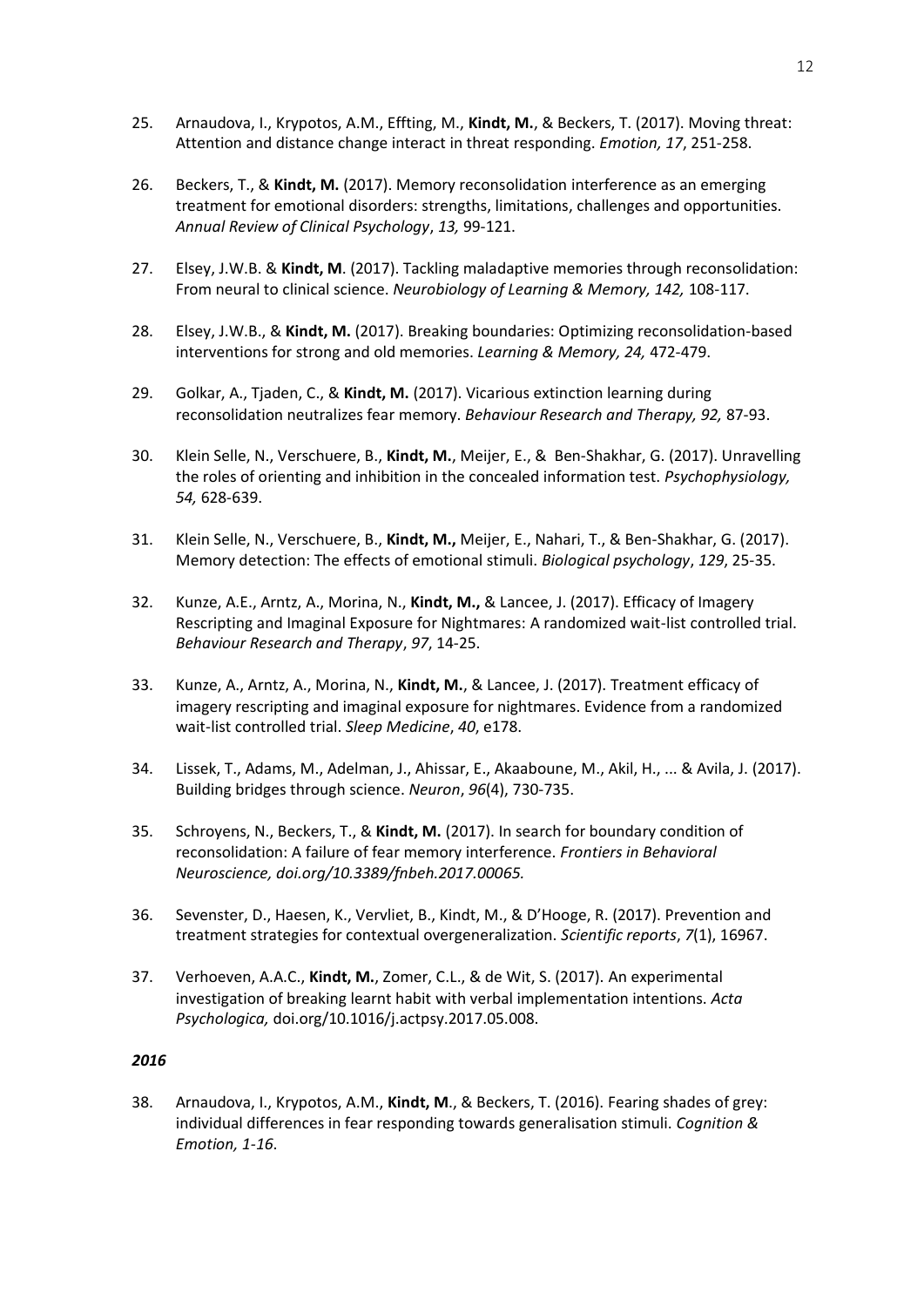25. Arnaudova, I., Krypotos, A.M., Effting, M., **Kindt, M.**, & Beckers, T. (2017). Moving threat: Attention and distance change interact in threat responding. *Emotion, 17*, 251-258.

26. Beckers, T., & **Kindt, M.** (2017). Memory reconsolidation interference as an emerging treatment for emotional disorders: strengths, limitations, challenges and opportunities. *Annual Review of Clinical Psychology*, *13,* 99-121.

27. Elsey, J.W.B. & **Kindt, M**. (2017). Tackling maladaptive memories through reconsolidation: From neural to clinical science. *Neurobiology of Learning & Memory, 142,* 108-117.

28. Elsey, J.W.B., & **Kindt, M.** (2017). Breaking boundaries: Optimizing reconsolidation-based interventions for strong and old memories. *Learning & Memory, 24,* 472-479.

29. Golkar, A., Tjaden, C., & **Kindt, M.** (2017). Vicarious extinction learning during reconsolidation neutralizes fear memory. *Behaviour Research and Therapy, 92,* 87-93.

30. Klein Selle, N., Verschuere, B., **Kindt, M.**, Meijer, E., & Ben-Shakhar, G. (2017). Unravelling the roles of orienting and inhibition in the concealed information test. *Psychophysiology, 54,* 628-639.

31. Klein Selle, N., Verschuere, B., **Kindt, M.,** Meijer, E., Nahari, T., & Ben-Shakhar, G. (2017). Memory detection: The effects of emotional stimuli. *Biological psychology*, *129*, 25-35.

32. Kunze, A.E., Arntz, A., Morina, N., **Kindt, M.,** & Lancee, J. (2017). Efficacy of Imagery Rescripting and Imaginal Exposure for Nightmares: A randomized wait-list controlled trial. *Behaviour Research and Therapy*, *97*, 14-25.

33. Kunze, A., Arntz, A., Morina, N., **Kindt, M.**, & Lancee, J. (2017). Treatment efficacy of imagery rescripting and imaginal exposure for nightmares. Evidence from a randomized wait-list controlled trial. *Sleep Medicine*, *40*, e178.

34. Lissek, T., Adams, M., Adelman, J., Ahissar, E., Akaaboune, M., Akil, H., ... & Avila, J. (2017). Building bridges through science. *Neuron*, *96*(4), 730-735.

35. Schroyens, N., Beckers, T., & **Kindt, M.** (2017). In search for boundary condition of reconsolidation: A failure of fear memory interference. *Frontiers in Behavioral Neuroscience, doi.org/10.3389/fnbeh.2017.00065.*

36. Sevenster, D., Haesen, K., Vervliet, B., Kindt, M., & D'Hooge, R. (2017). Prevention and treatment strategies for contextual overgeneralization. *Scientific reports*, *7*(1), 16967.

37. Verhoeven, A.A.C., **Kindt, M.**, Zomer, C.L., & de Wit, S. (2017). An experimental investigation of breaking learnt habit with verbal implementation intentions. *Acta Psychologica,* doi.org/10.1016/j.actpsy.2017.05.008.

***2016***

38. Arnaudova, I., Krypotos, A.M., **Kindt, M**., & Beckers, T. (2016). Fearing shades of grey: individual differences in fear responding towards generalisation stimuli. *Cognition & Emotion, 1-16*.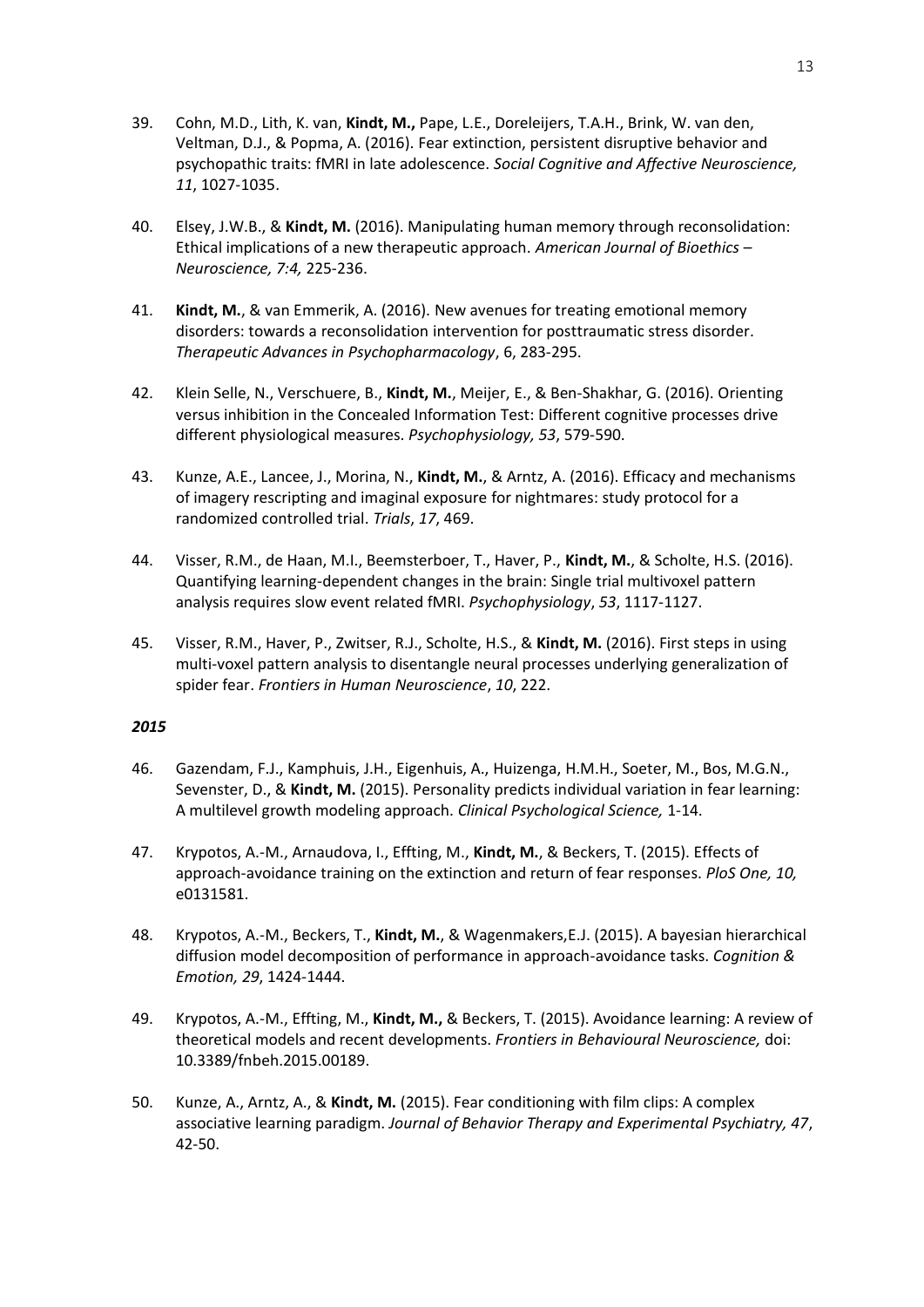39. Cohn, M.D., Lith, K. van, **Kindt, M.,** Pape, L.E., Doreleijers, T.A.H., Brink, W. van den, Veltman, D.J., & Popma, A. (2016). Fear extinction, persistent disruptive behavior and psychopathic traits: fMRI in late adolescence. *Social Cognitive and Affective Neuroscience, 11*, 1027-1035.

40. Elsey, J.W.B., & **Kindt, M.** (2016). Manipulating human memory through reconsolidation: Ethical implications of a new therapeutic approach. *American Journal of Bioethics – Neuroscience, 7:4,* 225-236.

41. **Kindt, M.**, & van Emmerik, A. (2016). New avenues for treating emotional memory disorders: towards a reconsolidation intervention for posttraumatic stress disorder. *Therapeutic Advances in Psychopharmacology*, 6, 283-295.

42. Klein Selle, N., Verschuere, B., **Kindt, M.**, Meijer, E., & Ben-Shakhar, G. (2016). Orienting versus inhibition in the Concealed Information Test: Different cognitive processes drive different physiological measures. *Psychophysiology, 53*, 579-590.

43. Kunze, A.E., Lancee, J., Morina, N., **Kindt, M.**, & Arntz, A. (2016). Efficacy and mechanisms of imagery rescripting and imaginal exposure for nightmares: study protocol for a randomized controlled trial. *Trials*, *17*, 469.

44. Visser, R.M., de Haan, M.I., Beemsterboer, T., Haver, P., **Kindt, M.**, & Scholte, H.S. (2016). Quantifying learning-dependent changes in the brain: Single trial multivoxel pattern analysis requires slow event related fMRI. *Psychophysiology*, *53*, 1117-1127.

45. Visser, R.M., Haver, P., Zwitser, R.J., Scholte, H.S., & **Kindt, M.** (2016). First steps in using multi-voxel pattern analysis to disentangle neural processes underlying generalization of spider fear. *Frontiers in Human Neuroscience*, *10*, 222.

***2015***

46. Gazendam, F.J., Kamphuis, J.H., Eigenhuis, A., Huizenga, H.M.H., Soeter, M., Bos, M.G.N., Sevenster, D., & **Kindt, M.** (2015). Personality predicts individual variation in fear learning: A multilevel growth modeling approach. *Clinical Psychological Science,* 1-14.

47. Krypotos, A.-M., Arnaudova, I., Effting, M., **Kindt, M.**, & Beckers, T. (2015). Effects of approach-avoidance training on the extinction and return of fear responses. *PloS One, 10,* e0131581.

48. Krypotos, A.-M., Beckers, T., **Kindt, M.**, & Wagenmakers,E.J. (2015). A bayesian hierarchical diffusion model decomposition of performance in approach-avoidance tasks. *Cognition & Emotion, 29*, 1424-1444.

49. Krypotos, A.-M., Effting, M., **Kindt, M.,** & Beckers, T. (2015). Avoidance learning: A review of theoretical models and recent developments. *Frontiers in Behavioural Neuroscience,* doi: 10.3389/fnbeh.2015.00189.

50. Kunze, A., Arntz, A., & **Kindt, M.** (2015). Fear conditioning with film clips: A complex associative learning paradigm. *Journal of Behavior Therapy and Experimental Psychiatry, 47*, 42-50.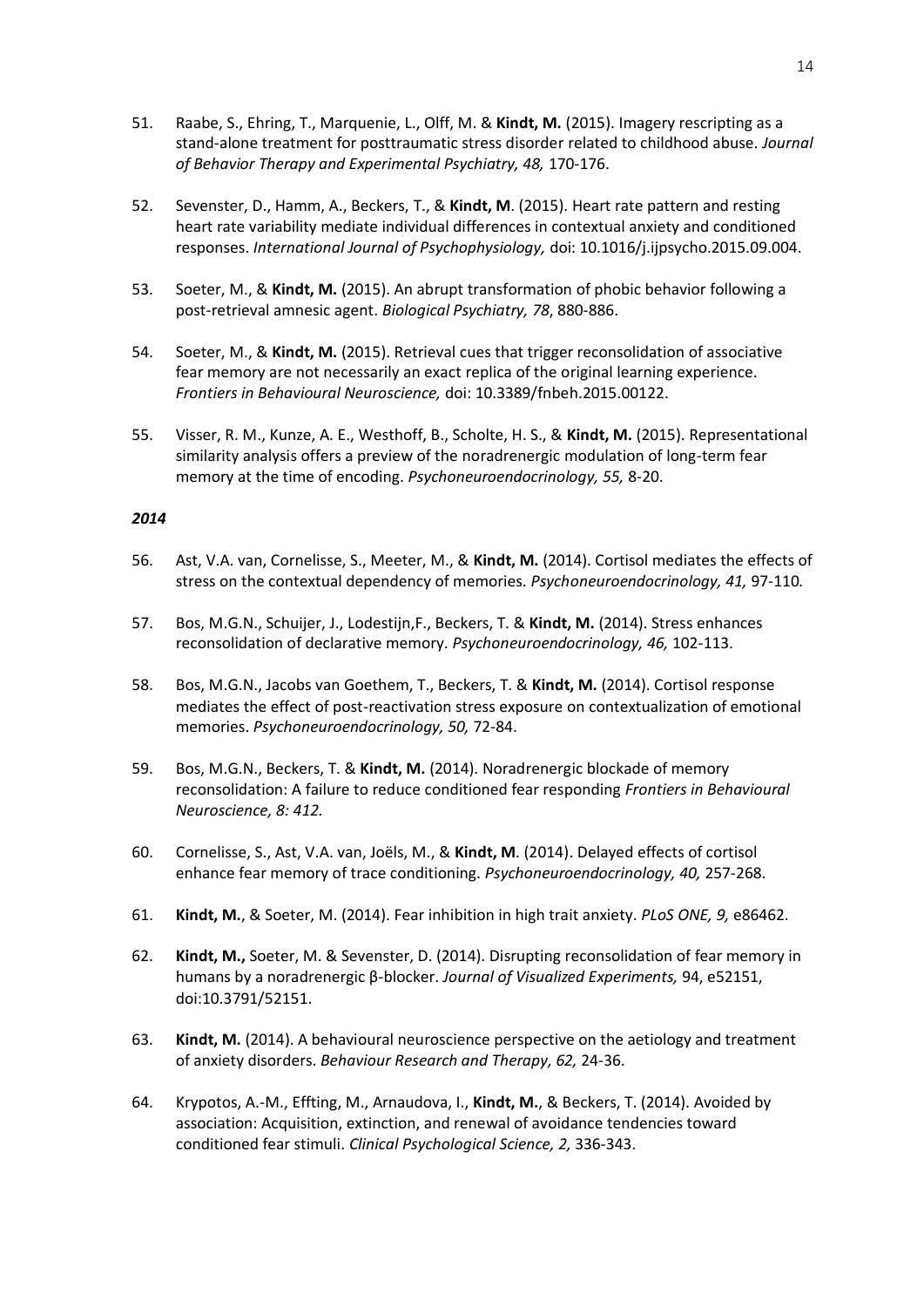51. Raabe, S., Ehring, T., Marquenie, L., Olff, M. & **Kindt, M.** (2015). Imagery rescripting as a stand-alone treatment for posttraumatic stress disorder related to childhood abuse. *Journal of Behavior Therapy and Experimental Psychiatry, 48,* 170-176.

52. Sevenster, D., Hamm, A., Beckers, T., & **Kindt, M**. (2015). Heart rate pattern and resting heart rate variability mediate individual differences in contextual anxiety and conditioned responses. *International Journal of Psychophysiology,* doi: 10.1016/j.ijpsycho.2015.09.004.

53. Soeter, M., & **Kindt, M.** (2015). An abrupt transformation of phobic behavior following a post-retrieval amnesic agent. *Biological Psychiatry, 78*, 880-886.

54. Soeter, M., & **Kindt, M.** (2015). Retrieval cues that trigger reconsolidation of associative fear memory are not necessarily an exact replica of the original learning experience. *Frontiers in Behavioural Neuroscience,* doi: 10.3389/fnbeh.2015.00122.

55. Visser, R. M., Kunze, A. E., Westhoff, B., Scholte, H. S., & **Kindt, M.** (2015). Representational similarity analysis offers a preview of the noradrenergic modulation of long-term fear memory at the time of encoding. *Psychoneuroendocrinology, 55,* 8-20.

***2014***

56. Ast, V.A. van, Cornelisse, S., Meeter, M., & **Kindt, M.** (2014). Cortisol mediates the effects of stress on the contextual dependency of memories. *Psychoneuroendocrinology, 41,* 97-110*.*

57. Bos, M.G.N., Schuijer, J., Lodestijn,F., Beckers, T. & **Kindt, M.** (2014). Stress enhances reconsolidation of declarative memory. *Psychoneuroendocrinology, 46,* 102-113.

58. Bos, M.G.N., Jacobs van Goethem, T., Beckers, T. & **Kindt, M.** (2014). Cortisol response mediates the effect of post-reactivation stress exposure on contextualization of emotional memories. *Psychoneuroendocrinology, 50,* 72-84.

59. Bos, M.G.N., Beckers, T. & **Kindt, M.** (2014). Noradrenergic blockade of memory reconsolidation: A failure to reduce conditioned fear responding *Frontiers in Behavioural Neuroscience, 8: 412.*

60. Cornelisse, S., Ast, V.A. van, Joëls, M., & **Kindt, M**. (2014). Delayed effects of cortisol enhance fear memory of trace conditioning. *Psychoneuroendocrinology, 40,* 257-268.

61. **Kindt, M.**, & Soeter, M. (2014). Fear inhibition in high trait anxiety. *PLoS ONE, 9,* e86462.

62. **Kindt, M.,** Soeter, M. & Sevenster, D. (2014). Disrupting reconsolidation of fear memory in humans by a noradrenergic β-blocker. *Journal of Visualized Experiments,* 94, e52151, doi:10.3791/52151.

63. **Kindt, M.** (2014). A behavioural neuroscience perspective on the aetiology and treatment of anxiety disorders. *Behaviour Research and Therapy, 62,* 24-36.

64. Krypotos, A.-M., Effting, M., Arnaudova, I., **Kindt, M.**, & Beckers, T. (2014). Avoided by association: Acquisition, extinction, and renewal of avoidance tendencies toward conditioned fear stimuli. *Clinical Psychological Science, 2,* 336-343.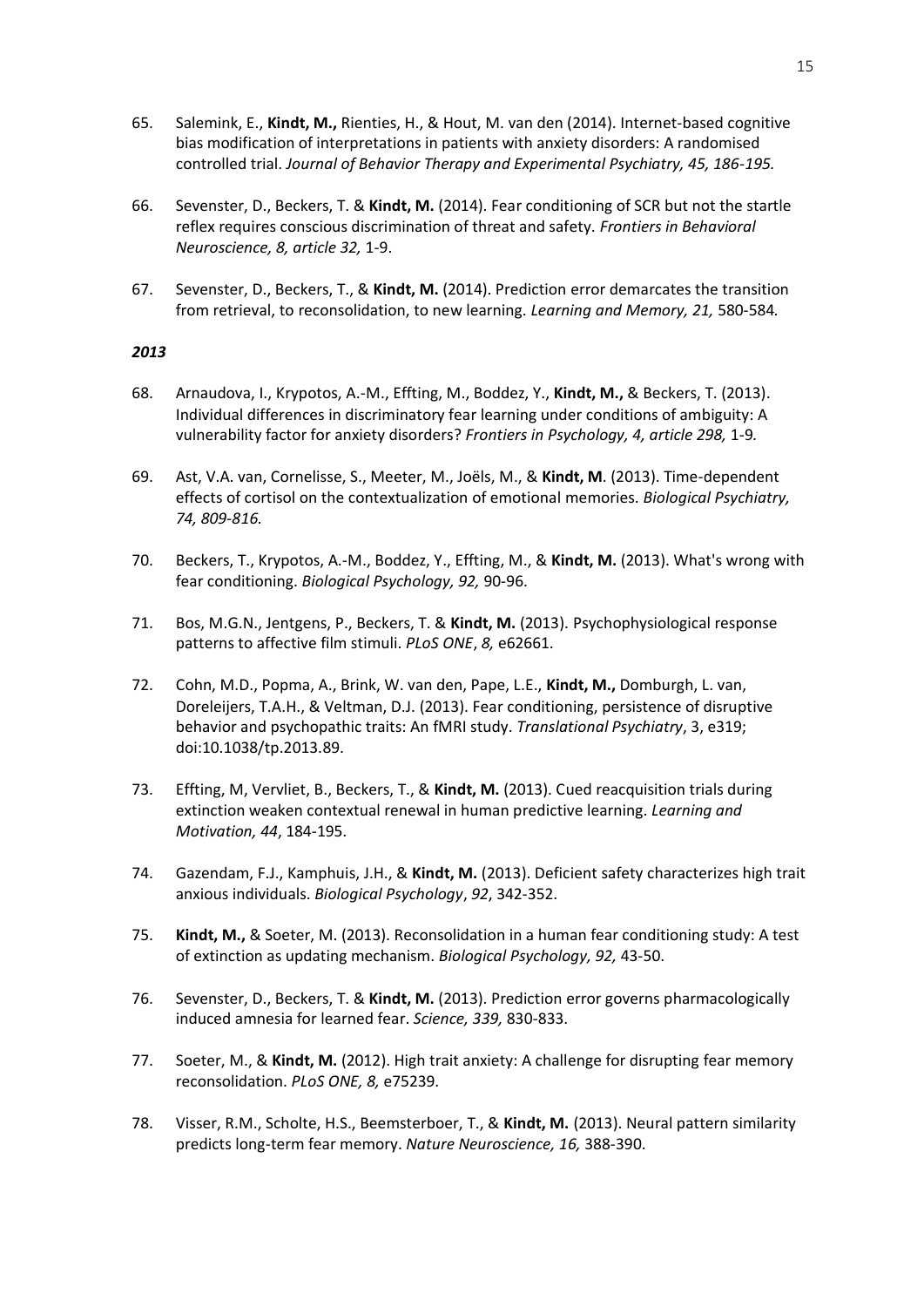65. Salemink, E., **Kindt, M.,** Rienties, H., & Hout, M. van den (2014). Internet-based cognitive bias modification of interpretations in patients with anxiety disorders: A randomised controlled trial. *Journal of Behavior Therapy and Experimental Psychiatry, 45, 186-195.*

66. Sevenster, D., Beckers, T. & **Kindt, M.** (2014). Fear conditioning of SCR but not the startle reflex requires conscious discrimination of threat and safety. *Frontiers in Behavioral Neuroscience, 8, article 32,* 1-9.

67. Sevenster, D., Beckers, T., & **Kindt, M.** (2014). Prediction error demarcates the transition from retrieval, to reconsolidation, to new learning. *Learning and Memory, 21,* 580-584.

***2013***

68. Arnaudova, I., Krypotos, A.-M., Effting, M., Boddez, Y., **Kindt, M.,** & Beckers, T. (2013). Individual differences in discriminatory fear learning under conditions of ambiguity: A vulnerability factor for anxiety disorders? *Frontiers in Psychology, 4, article 298,* 1-9.

69. Ast, V.A. van, Cornelisse, S., Meeter, M., Joëls, M., & **Kindt, M**. (2013). Time-dependent effects of cortisol on the contextualization of emotional memories. *Biological Psychiatry, 74, 809-816.*

70. Beckers, T., Krypotos, A.-M., Boddez, Y., Effting, M., & **Kindt, M.** (2013). What's wrong with fear conditioning. *Biological Psychology, 92,* 90-96.

71. Bos, M.G.N., Jentgens, P., Beckers, T. & **Kindt, M.** (2013). Psychophysiological response patterns to affective film stimuli. *PLoS ONE*, *8,* e62661.

72. Cohn, M.D., Popma, A., Brink, W. van den, Pape, L.E., **Kindt, M.,** Domburgh, L. van, Doreleijers, T.A.H., & Veltman, D.J. (2013). Fear conditioning, persistence of disruptive behavior and psychopathic traits: An fMRI study. *Translational Psychiatry*, 3, e319; doi:10.1038/tp.2013.89.

73. Effting, M, Vervliet, B., Beckers, T., & **Kindt, M.** (2013). Cued reacquisition trials during extinction weaken contextual renewal in human predictive learning. *Learning and Motivation, 44*, 184-195.

74. Gazendam, F.J., Kamphuis, J.H., & **Kindt, M.** (2013). Deficient safety characterizes high trait anxious individuals. *Biological Psychology*, *92*, 342-352.

75. **Kindt, M.,** & Soeter, M. (2013). Reconsolidation in a human fear conditioning study: A test of extinction as updating mechanism. *Biological Psychology, 92,* 43-50.

76. Sevenster, D., Beckers, T. & **Kindt, M.** (2013). Prediction error governs pharmacologically induced amnesia for learned fear. *Science, 339,* 830-833.

77. Soeter, M., & **Kindt, M.** (2012). High trait anxiety: A challenge for disrupting fear memory reconsolidation. *PLoS ONE, 8,* e75239.

78. Visser, R.M., Scholte, H.S., Beemsterboer, T., & **Kindt, M.** (2013). Neural pattern similarity predicts long-term fear memory. *Nature Neuroscience, 16,* 388-390.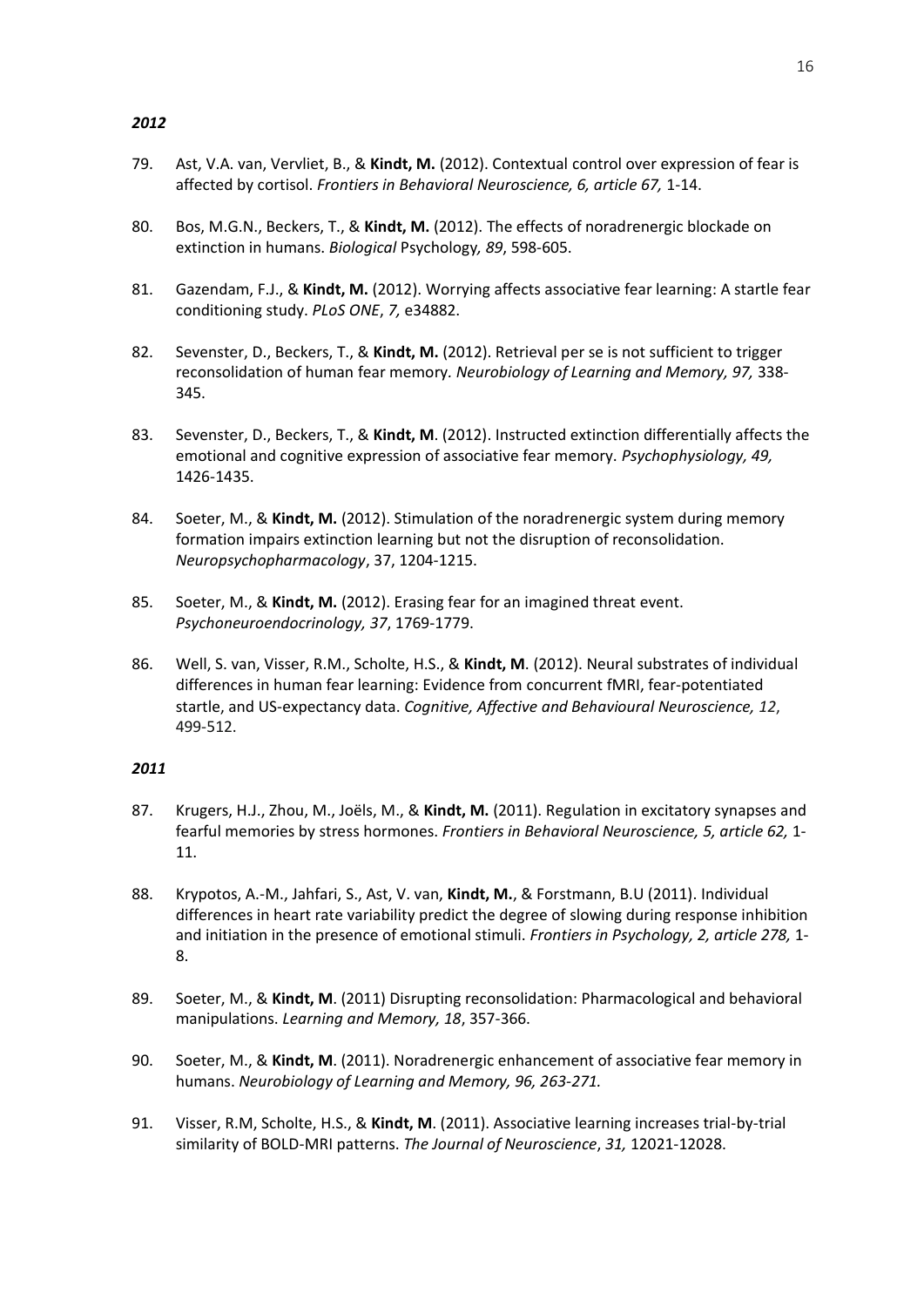***2012***

79. Ast, V.A. van, Vervliet, B., & **Kindt, M.** (2012). Contextual control over expression of fear is affected by cortisol. *Frontiers in Behavioral Neuroscience, 6, article 67,* 1-14.

80. Bos, M.G.N., Beckers, T., & **Kindt, M.** (2012). The effects of noradrenergic blockade on extinction in humans. *Biological* Psychology*, 89*, 598-605.

81. Gazendam, F.J., & **Kindt, M.** (2012). Worrying affects associative fear learning: A startle fear conditioning study. *PLoS ONE*, *7,* e34882.

82. Sevenster, D., Beckers, T., & **Kindt, M.** (2012). Retrieval per se is not sufficient to trigger reconsolidation of human fear memory. *Neurobiology of Learning and Memory, 97,* 338-345.

83. Sevenster, D., Beckers, T., & **Kindt, M**. (2012). Instructed extinction differentially affects the emotional and cognitive expression of associative fear memory. *Psychophysiology, 49,* 1426-1435.

84. Soeter, M., & **Kindt, M.** (2012). Stimulation of the noradrenergic system during memory formation impairs extinction learning but not the disruption of reconsolidation. *Neuropsychopharmacology*, 37, 1204-1215.

85. Soeter, M., & **Kindt, M.** (2012). Erasing fear for an imagined threat event. *Psychoneuroendocrinology, 37*, 1769-1779.

86. Well, S. van, Visser, R.M., Scholte, H.S., & **Kindt, M**. (2012). Neural substrates of individual differences in human fear learning: Evidence from concurrent fMRI, fear-potentiated startle, and US-expectancy data. *Cognitive, Affective and Behavioural Neuroscience, 12*, 499-512.

***2011***

87. Krugers, H.J., Zhou, M., Joëls, M., & **Kindt, M.** (2011). Regulation in excitatory synapses and fearful memories by stress hormones. *Frontiers in Behavioral Neuroscience, 5, article 62,* 1-11.

88. Krypotos, A.-M., Jahfari, S., Ast, V. van, **Kindt, M.**, & Forstmann, B.U (2011). Individual differences in heart rate variability predict the degree of slowing during response inhibition and initiation in the presence of emotional stimuli. *Frontiers in Psychology, 2, article 278,* 1-8.

89. Soeter, M., & **Kindt, M**. (2011) Disrupting reconsolidation: Pharmacological and behavioral manipulations. *Learning and Memory, 18*, 357-366.

90. Soeter, M., & **Kindt, M**. (2011). Noradrenergic enhancement of associative fear memory in humans. *Neurobiology of Learning and Memory, 96, 263-271.*

91. Visser, R.M, Scholte, H.S., & **Kindt, M**. (2011). Associative learning increases trial-by-trial similarity of BOLD-MRI patterns. *The Journal of Neuroscience*, *31,* 12021-12028.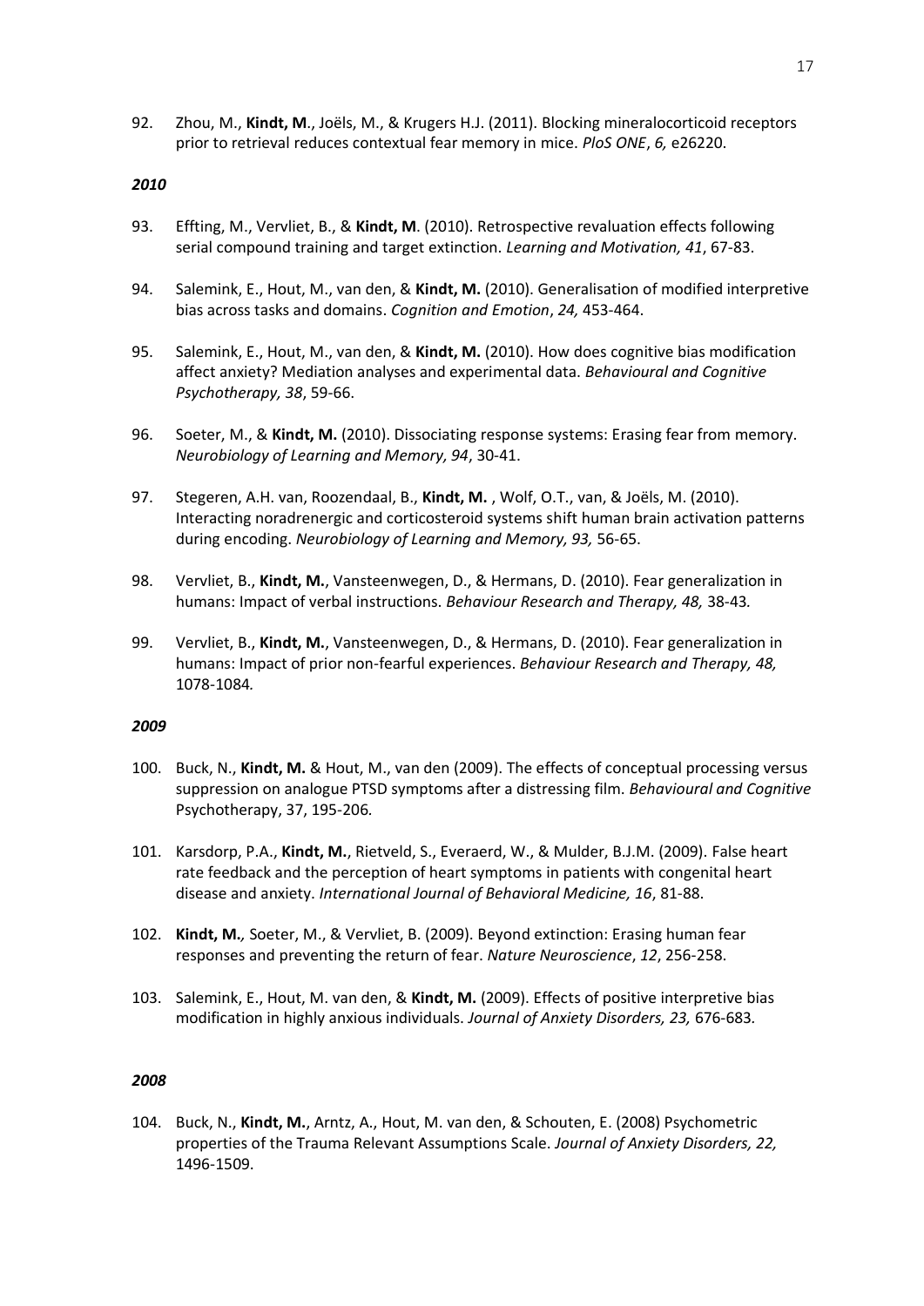92. Zhou, M., **Kindt, M**., Joëls, M., & Krugers H.J. (2011). Blocking mineralocorticoid receptors prior to retrieval reduces contextual fear memory in mice. *PloS ONE*, *6,* e26220.

***2010***

93. Effting, M., Vervliet, B., & **Kindt, M**. (2010). Retrospective revaluation effects following serial compound training and target extinction. *Learning and Motivation, 41*, 67-83.

94. Salemink, E., Hout, M., van den, & **Kindt, M.** (2010). Generalisation of modified interpretive bias across tasks and domains. *Cognition and Emotion*, *24,* 453-464.

95. Salemink, E., Hout, M., van den, & **Kindt, M.** (2010). How does cognitive bias modification affect anxiety? Mediation analyses and experimental data. *Behavioural and Cognitive Psychotherapy, 38*, 59-66.

96. Soeter, M., & **Kindt, M.** (2010). Dissociating response systems: Erasing fear from memory. *Neurobiology of Learning and Memory, 94*, 30-41.

97. Stegeren, A.H. van, Roozendaal, B., **Kindt, M.** , Wolf, O.T., van, & Joëls, M. (2010). Interacting noradrenergic and corticosteroid systems shift human brain activation patterns during encoding. *Neurobiology of Learning and Memory, 93,* 56-65.

98. Vervliet, B., **Kindt, M.**, Vansteenwegen, D., & Hermans, D. (2010). Fear generalization in humans: Impact of verbal instructions. *Behaviour Research and Therapy, 48,* 38-43*.*

99. Vervliet, B., **Kindt, M.**, Vansteenwegen, D., & Hermans, D. (2010). Fear generalization in humans: Impact of prior non-fearful experiences. *Behaviour Research and Therapy, 48,* 1078-1084*.*

***2009***

100. Buck, N., **Kindt, M.** & Hout, M., van den (2009). The effects of conceptual processing versus suppression on analogue PTSD symptoms after a distressing film. *Behavioural and Cognitive* Psychotherapy, 37, 195-206*.*

101. Karsdorp, P.A., **Kindt, M.**, Rietveld, S., Everaerd, W., & Mulder, B.J.M. (2009). False heart rate feedback and the perception of heart symptoms in patients with congenital heart disease and anxiety. *International Journal of Behavioral Medicine, 16*, 81-88.

102. **Kindt, M.***,* Soeter, M., & Vervliet, B. (2009). Beyond extinction: Erasing human fear responses and preventing the return of fear. *Nature Neuroscience*, *12*, 256-258.

103. Salemink, E., Hout, M. van den, & **Kindt, M.** (2009). Effects of positive interpretive bias modification in highly anxious individuals. *Journal of Anxiety Disorders, 23,* 676-683*.*

***2008***

104. Buck, N., **Kindt, M.**, Arntz, A., Hout, M. van den, & Schouten, E. (2008) Psychometric properties of the Trauma Relevant Assumptions Scale. *Journal of Anxiety Disorders, 22,* 1496-1509.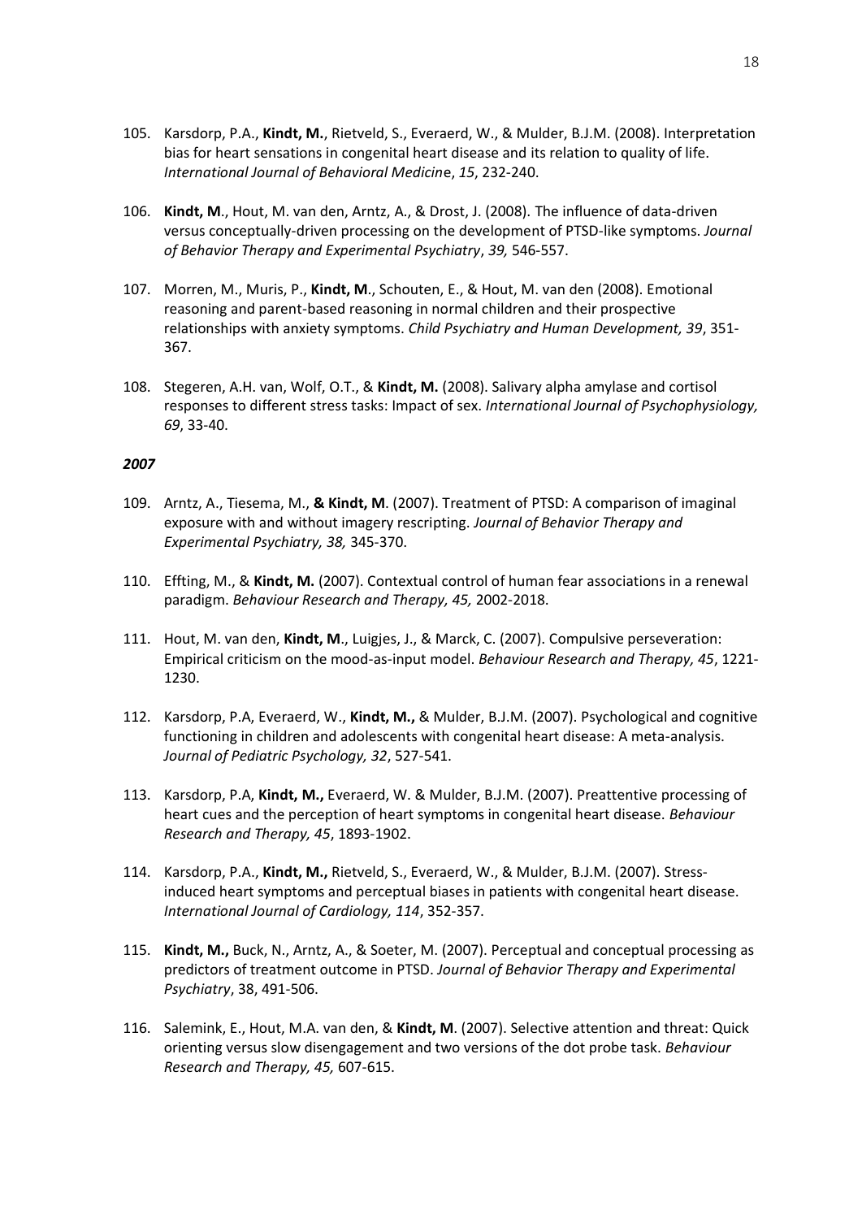105. Karsdorp, P.A., **Kindt, M.**, Rietveld, S., Everaerd, W., & Mulder, B.J.M. (2008). Interpretation bias for heart sensations in congenital heart disease and its relation to quality of life. *International Journal of Behavioral Medicine*, *15*, 232-240.

106. **Kindt, M**., Hout, M. van den, Arntz, A., & Drost, J. (2008). The influence of data-driven versus conceptually-driven processing on the development of PTSD-like symptoms. *Journal of Behavior Therapy and Experimental Psychiatry*, *39,* 546-557.

107. Morren, M., Muris, P., **Kindt, M**., Schouten, E., & Hout, M. van den (2008). Emotional reasoning and parent-based reasoning in normal children and their prospective relationships with anxiety symptoms. *Child Psychiatry and Human Development, 39*, 351-367.

108. Stegeren, A.H. van, Wolf, O.T., & **Kindt, M.** (2008). Salivary alpha amylase and cortisol responses to different stress tasks: Impact of sex. *International Journal of Psychophysiology, 69*, 33-40.

***2007***

109. Arntz, A., Tiesema, M., **& Kindt, M**. (2007). Treatment of PTSD: A comparison of imaginal exposure with and without imagery rescripting. *Journal of Behavior Therapy and Experimental Psychiatry, 38,* 345-370.

110. Effting, M., & **Kindt, M.** (2007). Contextual control of human fear associations in a renewal paradigm. *Behaviour Research and Therapy, 45,* 2002-2018.

111. Hout, M. van den, **Kindt, M**., Luigjes, J., & Marck, C. (2007). Compulsive perseveration: Empirical criticism on the mood-as-input model. *Behaviour Research and Therapy, 45*, 1221-1230.

112. Karsdorp, P.A, Everaerd, W., **Kindt, M.,** & Mulder, B.J.M. (2007). Psychological and cognitive functioning in children and adolescents with congenital heart disease: A meta-analysis. *Journal of Pediatric Psychology, 32*, 527-541.

113. Karsdorp, P.A, **Kindt, M.,** Everaerd, W. & Mulder, B.J.M. (2007). Preattentive processing of heart cues and the perception of heart symptoms in congenital heart disease. *Behaviour Research and Therapy, 45*, 1893-1902.

114. Karsdorp, P.A., **Kindt, M.,** Rietveld, S., Everaerd, W., & Mulder, B.J.M. (2007). Stress-induced heart symptoms and perceptual biases in patients with congenital heart disease. *International Journal of Cardiology, 114*, 352-357.

115. **Kindt, M.,** Buck, N., Arntz, A., & Soeter, M. (2007). Perceptual and conceptual processing as predictors of treatment outcome in PTSD. *Journal of Behavior Therapy and Experimental Psychiatry*, 38, 491-506.

116. Salemink, E., Hout, M.A. van den, & **Kindt, M**. (2007). Selective attention and threat: Quick orienting versus slow disengagement and two versions of the dot probe task. *Behaviour Research and Therapy, 45,* 607-615.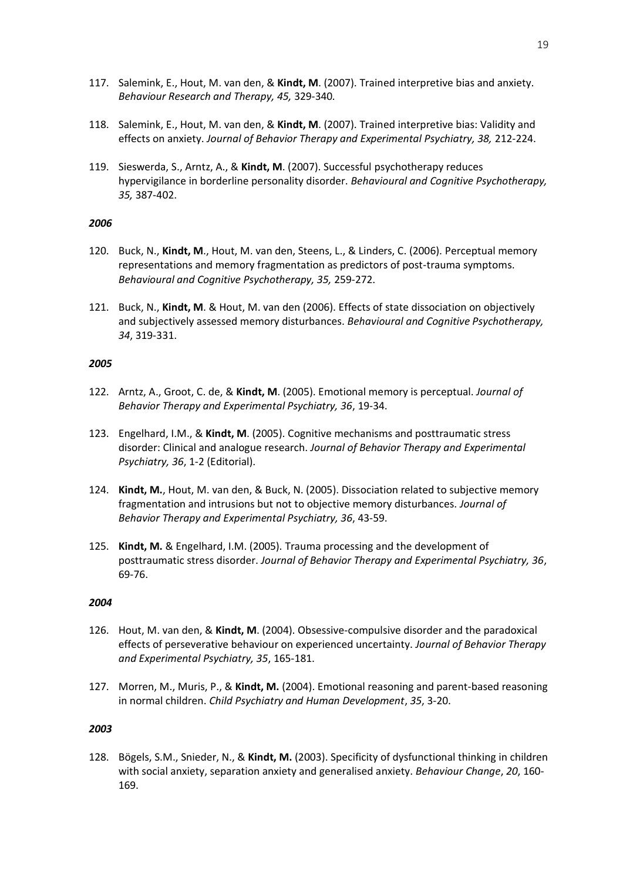117. Salemink, E., Hout, M. van den, & **Kindt, M**. (2007). Trained interpretive bias and anxiety. *Behaviour Research and Therapy, 45,* 329-340.

118. Salemink, E., Hout, M. van den, & **Kindt, M**. (2007). Trained interpretive bias: Validity and effects on anxiety. *Journal of Behavior Therapy and Experimental Psychiatry, 38,* 212-224.

119. Sieswerda, S., Arntz, A., & **Kindt, M**. (2007). Successful psychotherapy reduces hypervigilance in borderline personality disorder. *Behavioural and Cognitive Psychotherapy, 35,* 387-402.

***2006***

120. Buck, N., **Kindt, M**., Hout, M. van den, Steens, L., & Linders, C. (2006). Perceptual memory representations and memory fragmentation as predictors of post-trauma symptoms. *Behavioural and Cognitive Psychotherapy, 35,* 259-272.

121. Buck, N., **Kindt, M**. & Hout, M. van den (2006). Effects of state dissociation on objectively and subjectively assessed memory disturbances. *Behavioural and Cognitive Psychotherapy, 34*, 319-331.

***2005***

122. Arntz, A., Groot, C. de, & **Kindt, M**. (2005). Emotional memory is perceptual. *Journal of Behavior Therapy and Experimental Psychiatry, 36*, 19-34.

123. Engelhard, I.M., & **Kindt, M**. (2005). Cognitive mechanisms and posttraumatic stress disorder: Clinical and analogue research. *Journal of Behavior Therapy and Experimental Psychiatry, 36*, 1-2 (Editorial).

124. **Kindt, M.**, Hout, M. van den, & Buck, N. (2005). Dissociation related to subjective memory fragmentation and intrusions but not to objective memory disturbances. *Journal of Behavior Therapy and Experimental Psychiatry, 36*, 43-59.

125. **Kindt, M.** & Engelhard, I.M. (2005). Trauma processing and the development of posttraumatic stress disorder. *Journal of Behavior Therapy and Experimental Psychiatry, 36*, 69-76.

***2004***

126. Hout, M. van den, & **Kindt, M**. (2004). Obsessive-compulsive disorder and the paradoxical effects of perseverative behaviour on experienced uncertainty. *Journal of Behavior Therapy and Experimental Psychiatry, 35*, 165-181.

127. Morren, M., Muris, P., & **Kindt, M.** (2004). Emotional reasoning and parent-based reasoning in normal children. *Child Psychiatry and Human Development*, *35*, 3-20.

***2003***

128. Bögels, S.M., Snieder, N., & **Kindt, M.** (2003). Specificity of dysfunctional thinking in children with social anxiety, separation anxiety and generalised anxiety. *Behaviour Change*, *20*, 160-169.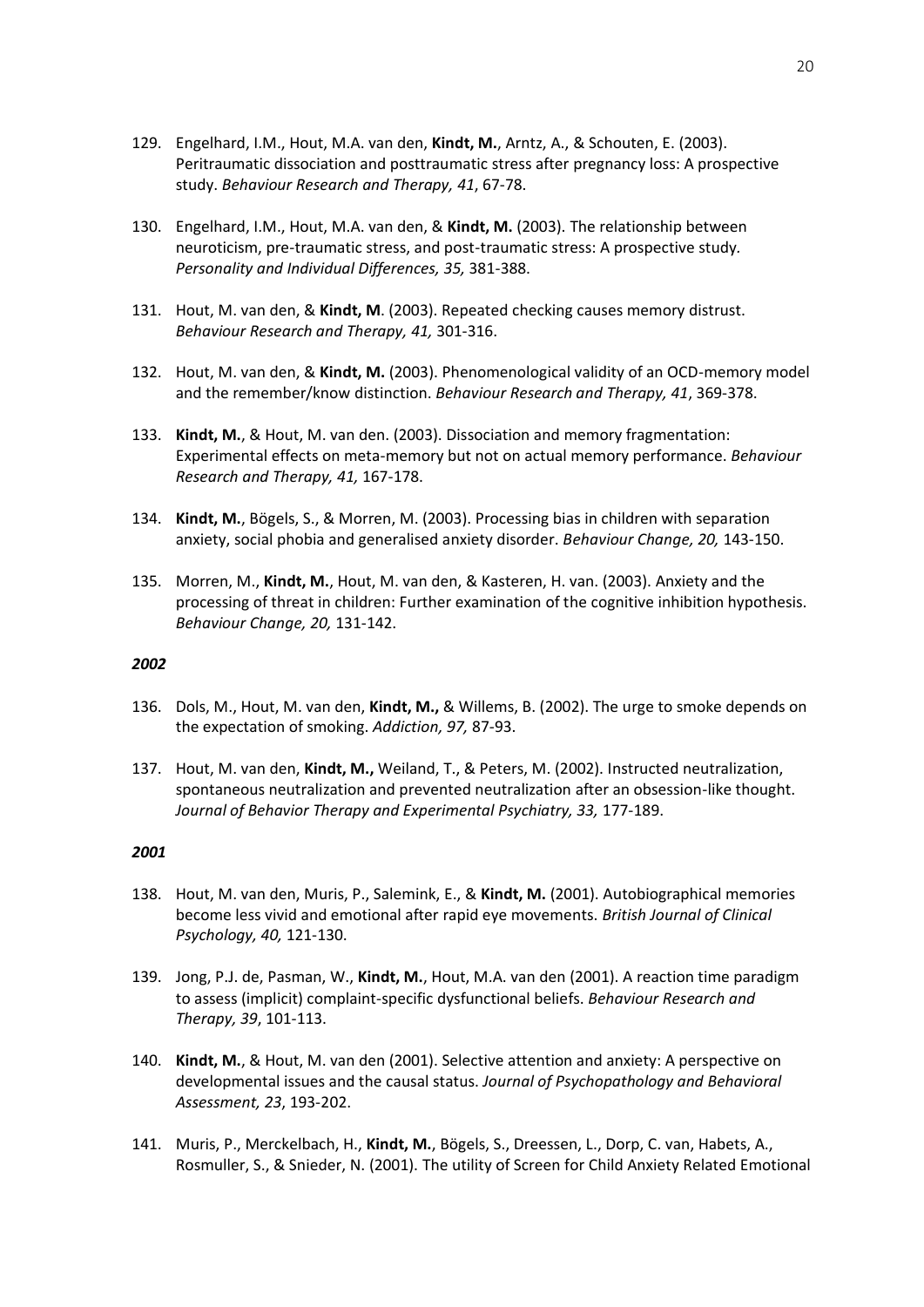129. Engelhard, I.M., Hout, M.A. van den, **Kindt, M.**, Arntz, A., & Schouten, E. (2003). Peritraumatic dissociation and posttraumatic stress after pregnancy loss: A prospective study. *Behaviour Research and Therapy, 41*, 67-78.

130. Engelhard, I.M., Hout, M.A. van den, & **Kindt, M.** (2003). The relationship between neuroticism, pre-traumatic stress, and post-traumatic stress: A prospective study. *Personality and Individual Differences, 35,* 381-388.

131. Hout, M. van den, & **Kindt, M**. (2003). Repeated checking causes memory distrust. *Behaviour Research and Therapy, 41,* 301-316.

132. Hout, M. van den, & **Kindt, M.** (2003). Phenomenological validity of an OCD-memory model and the remember/know distinction. *Behaviour Research and Therapy, 41*, 369-378.

133. **Kindt, M.**, & Hout, M. van den. (2003). Dissociation and memory fragmentation: Experimental effects on meta-memory but not on actual memory performance. *Behaviour Research and Therapy, 41,* 167-178.

134. **Kindt, M.**, Bögels, S., & Morren, M. (2003). Processing bias in children with separation anxiety, social phobia and generalised anxiety disorder. *Behaviour Change, 20,* 143-150.

135. Morren, M., **Kindt, M.**, Hout, M. van den, & Kasteren, H. van. (2003). Anxiety and the processing of threat in children: Further examination of the cognitive inhibition hypothesis. *Behaviour Change, 20,* 131-142.

***2002***

136. Dols, M., Hout, M. van den, **Kindt, M.,** & Willems, B. (2002). The urge to smoke depends on the expectation of smoking. *Addiction, 97,* 87-93.

137. Hout, M. van den, **Kindt, M.,** Weiland, T., & Peters, M. (2002). Instructed neutralization, spontaneous neutralization and prevented neutralization after an obsession-like thought. *Journal of Behavior Therapy and Experimental Psychiatry, 33,* 177-189.

***2001***

138. Hout, M. van den, Muris, P., Salemink, E., & **Kindt, M.** (2001). Autobiographical memories become less vivid and emotional after rapid eye movements. *British Journal of Clinical Psychology, 40,* 121-130.

139. Jong, P.J. de, Pasman, W., **Kindt, M.**, Hout, M.A. van den (2001). A reaction time paradigm to assess (implicit) complaint-specific dysfunctional beliefs. *Behaviour Research and Therapy, 39*, 101-113.

140. **Kindt, M.**, & Hout, M. van den (2001). Selective attention and anxiety: A perspective on developmental issues and the causal status. *Journal of Psychopathology and Behavioral Assessment, 23*, 193-202.

141. Muris, P., Merckelbach, H., **Kindt, M.**, Bögels, S., Dreessen, L., Dorp, C. van, Habets, A., Rosmuller, S., & Snieder, N. (2001). The utility of Screen for Child Anxiety Related Emotional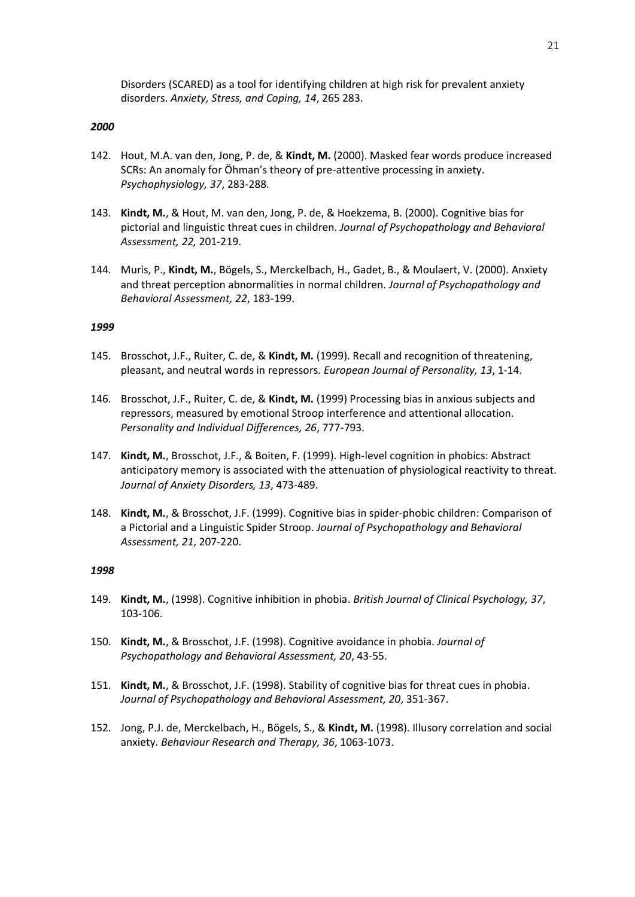Disorders (SCARED) as a tool for identifying children at high risk for prevalent anxiety disorders. *Anxiety, Stress, and Coping, 14*, 265 283.

***2000***

142. Hout, M.A. van den, Jong, P. de, & **Kindt, M.** (2000). Masked fear words produce increased SCRs: An anomaly for Öhman's theory of pre-attentive processing in anxiety. *Psychophysiology, 37*, 283-288.

143. **Kindt, M.**, & Hout, M. van den, Jong, P. de, & Hoekzema, B. (2000). Cognitive bias for pictorial and linguistic threat cues in children. *Journal of Psychopathology and Behavioral Assessment, 22,* 201-219.

144. Muris, P., **Kindt, M.**, Bögels, S., Merckelbach, H., Gadet, B., & Moulaert, V. (2000). Anxiety and threat perception abnormalities in normal children. *Journal of Psychopathology and Behavioral Assessment, 22*, 183-199.

***1999***

145. Brosschot, J.F., Ruiter, C. de, & **Kindt, M.** (1999). Recall and recognition of threatening, pleasant, and neutral words in repressors. *European Journal of Personality, 13*, 1-14.

146. Brosschot, J.F., Ruiter, C. de, & **Kindt, M.** (1999) Processing bias in anxious subjects and repressors, measured by emotional Stroop interference and attentional allocation. *Personality and Individual Differences, 26*, 777-793.

147. **Kindt, M.**, Brosschot, J.F., & Boiten, F. (1999). High-level cognition in phobics: Abstract anticipatory memory is associated with the attenuation of physiological reactivity to threat. *Journal of Anxiety Disorders, 13*, 473-489.

148. **Kindt, M.**, & Brosschot, J.F. (1999). Cognitive bias in spider-phobic children: Comparison of a Pictorial and a Linguistic Spider Stroop. *Journal of Psychopathology and Behavioral Assessment, 21*, 207-220.

***1998***

149. **Kindt, M.**, (1998). Cognitive inhibition in phobia. *British Journal of Clinical Psychology, 37*, 103-106.

150. **Kindt, M.**, & Brosschot, J.F. (1998). Cognitive avoidance in phobia. *Journal of Psychopathology and Behavioral Assessment, 20*, 43-55.

151. **Kindt, M.**, & Brosschot, J.F. (1998). Stability of cognitive bias for threat cues in phobia. *Journal of Psychopathology and Behavioral Assessment, 20*, 351-367.

152. Jong, P.J. de, Merckelbach, H., Bögels, S., & **Kindt, M.** (1998). Illusory correlation and social anxiety. *Behaviour Research and Therapy, 36*, 1063-1073.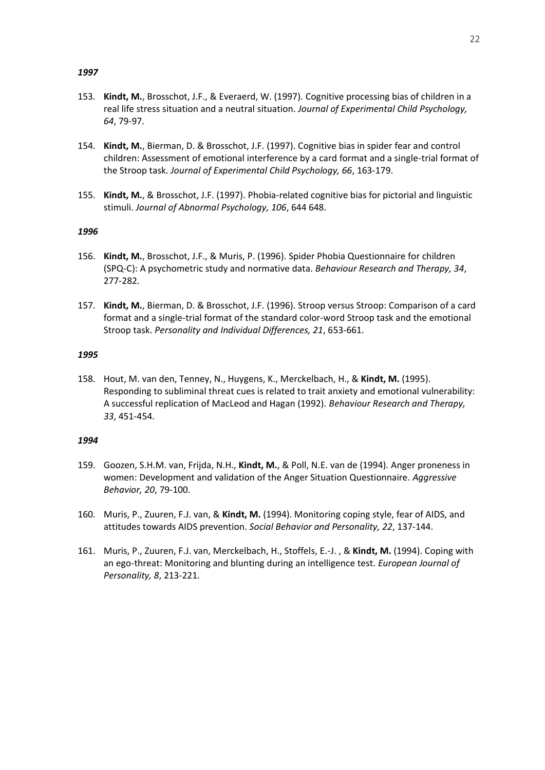***1997***

153. **Kindt, M.**, Brosschot, J.F., & Everaerd, W. (1997). Cognitive processing bias of children in a real life stress situation and a neutral situation. *Journal of Experimental Child Psychology, 64*, 79-97.

154. **Kindt, M.**, Bierman, D. & Brosschot, J.F. (1997). Cognitive bias in spider fear and control children: Assessment of emotional interference by a card format and a single-trial format of the Stroop task. *Journal of Experimental Child Psychology, 66*, 163-179.

155. **Kindt, M.**, & Brosschot, J.F. (1997). Phobia-related cognitive bias for pictorial and linguistic stimuli. *Journal of Abnormal Psychology, 106*, 644 648.

***1996***

156. **Kindt, M.**, Brosschot, J.F., & Muris, P. (1996). Spider Phobia Questionnaire for children (SPQ-C): A psychometric study and normative data. *Behaviour Research and Therapy, 34*, 277-282.

157. **Kindt, M.**, Bierman, D. & Brosschot, J.F. (1996). Stroop versus Stroop: Comparison of a card format and a single-trial format of the standard color-word Stroop task and the emotional Stroop task. *Personality and Individual Differences, 21*, 653-661.

***1995***

158. Hout, M. van den, Tenney, N., Huygens, K., Merckelbach, H., & **Kindt, M.** (1995). Responding to subliminal threat cues is related to trait anxiety and emotional vulnerability: A successful replication of MacLeod and Hagan (1992). *Behaviour Research and Therapy, 33*, 451-454.

***1994***

159. Goozen, S.H.M. van, Frijda, N.H., **Kindt, M.**, & Poll, N.E. van de (1994). Anger proneness in women: Development and validation of the Anger Situation Questionnaire. *Aggressive Behavior, 20*, 79-100.

160. Muris, P., Zuuren, F.J. van, & **Kindt, M.** (1994). Monitoring coping style, fear of AIDS, and attitudes towards AIDS prevention. *Social Behavior and Personality, 22*, 137-144.

161. Muris, P., Zuuren, F.J. van, Merckelbach, H., Stoffels, E.-J. , & **Kindt, M.** (1994). Coping with an ego-threat: Monitoring and blunting during an intelligence test. *European Journal of Personality, 8*, 213-221.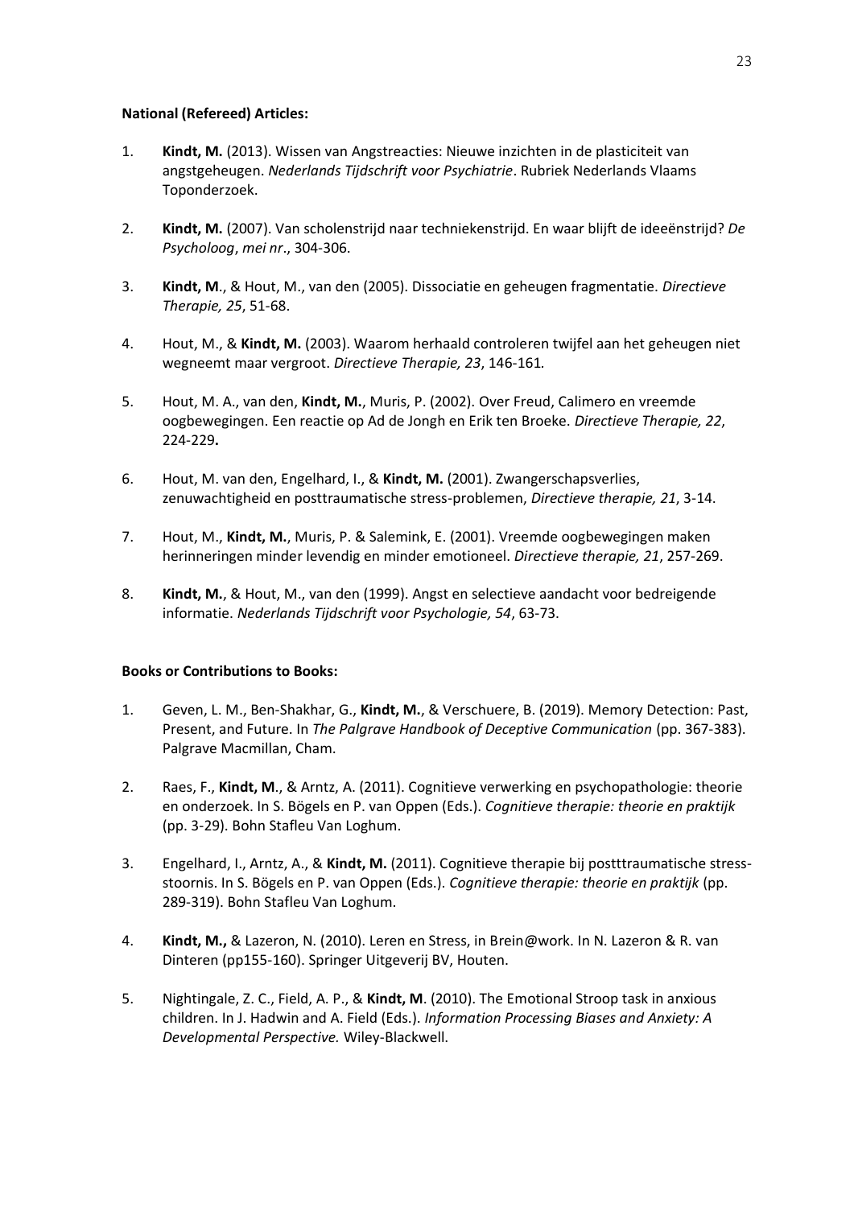**National (Refereed) Articles:**

1. **Kindt, M.** (2013). Wissen van Angstreacties: Nieuwe inzichten in de plasticiteit van angstgeheugen. *Nederlands Tijdschrift voor Psychiatrie*. Rubriek Nederlands Vlaams Toponderzoek.

2. **Kindt, M.** (2007). Van scholenstrijd naar techniekenstrijd. En waar blijft de ideeënstrijd? *De Psycholoog*, *mei nr*., 304-306.

3. **Kindt, M**., & Hout, M., van den (2005). Dissociatie en geheugen fragmentatie. *Directieve Therapie, 25*, 51-68.

4. Hout, M., & **Kindt, M.** (2003). Waarom herhaald controleren twijfel aan het geheugen niet wegneemt maar vergroot. *Directieve Therapie, 23*, 146-161*.*

5. Hout, M. A., van den, **Kindt, M.**, Muris, P. (2002). Over Freud, Calimero en vreemde oogbewegingen. Een reactie op Ad de Jongh en Erik ten Broeke. *Directieve Therapie, 22*, 224-229**.**

6. Hout, M. van den, Engelhard, I., & **Kindt, M.** (2001). Zwangerschapsverlies, zenuwachtigheid en posttraumatische stress-problemen, *Directieve therapie, 21*, 3-14.

7. Hout, M., **Kindt, M.**, Muris, P. & Salemink, E. (2001). Vreemde oogbewegingen maken herinneringen minder levendig en minder emotioneel. *Directieve therapie, 21*, 257-269.

8. **Kindt, M.**, & Hout, M., van den (1999). Angst en selectieve aandacht voor bedreigende informatie. *Nederlands Tijdschrift voor Psychologie, 54*, 63-73.

**Books or Contributions to Books:**

1. Geven, L. M., Ben-Shakhar, G., **Kindt, M.**, & Verschuere, B. (2019). Memory Detection: Past, Present, and Future. In *The Palgrave Handbook of Deceptive Communication* (pp. 367-383). Palgrave Macmillan, Cham.

2. Raes, F., **Kindt, M**., & Arntz, A. (2011). Cognitieve verwerking en psychopathologie: theorie en onderzoek. In S. Bögels en P. van Oppen (Eds.). *Cognitieve therapie: theorie en praktijk* (pp. 3-29). Bohn Stafleu Van Loghum.

3. Engelhard, I., Arntz, A., & **Kindt, M.** (2011). Cognitieve therapie bij postttraumatische stress-stoornis. In S. Bögels en P. van Oppen (Eds.). *Cognitieve therapie: theorie en praktijk* (pp. 289-319). Bohn Stafleu Van Loghum.

4. **Kindt, M.,** & Lazeron, N. (2010). Leren en Stress, in Brein@work. In N. Lazeron & R. van Dinteren (pp155-160). Springer Uitgeverij BV, Houten.

5. Nightingale, Z. C., Field, A. P., & **Kindt, M**. (2010). The Emotional Stroop task in anxious children. In J. Hadwin and A. Field (Eds.). *Information Processing Biases and Anxiety: A Developmental Perspective.* Wiley-Blackwell.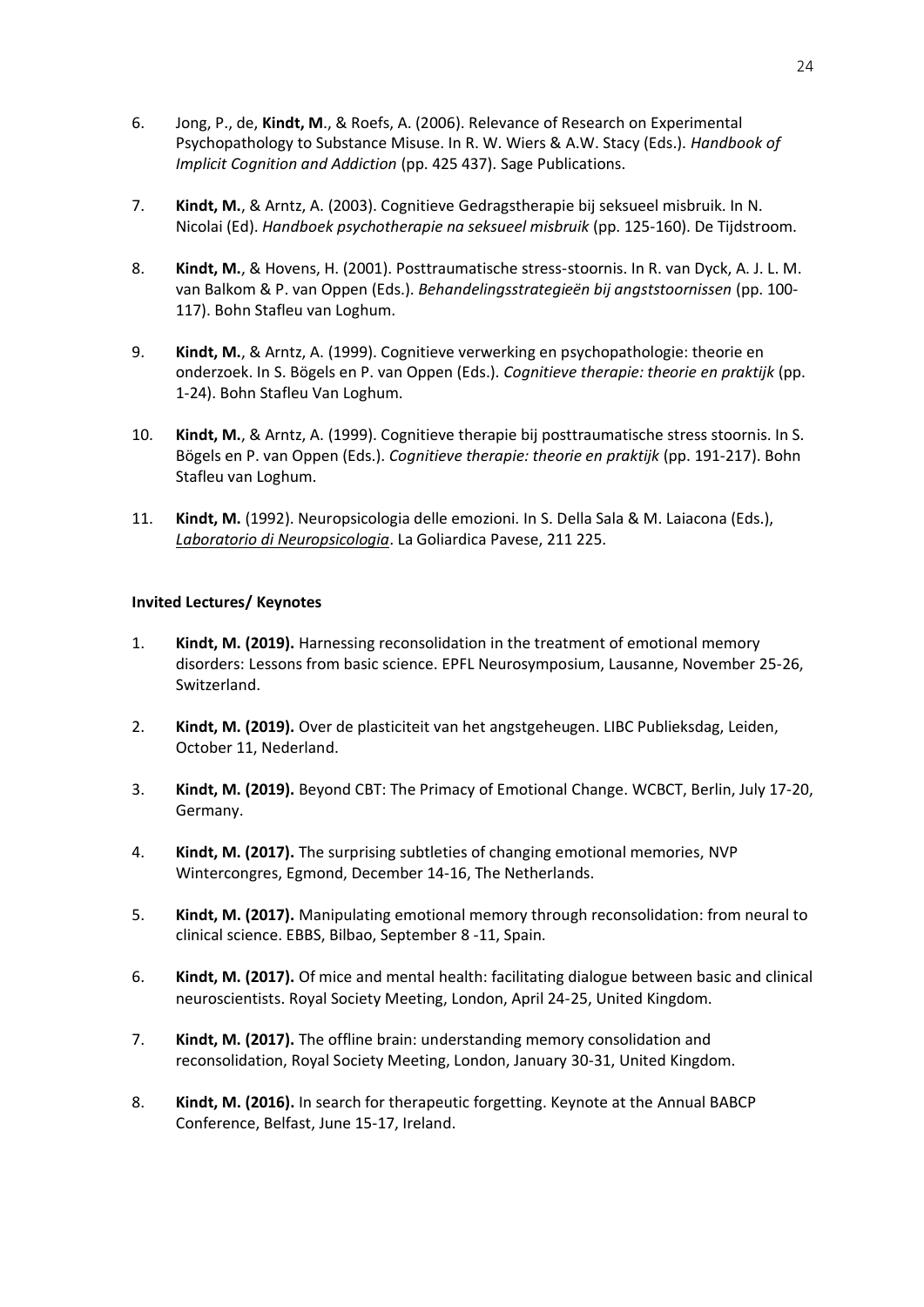6. Jong, P., de, **Kindt, M**., & Roefs, A. (2006). Relevance of Research on Experimental Psychopathology to Substance Misuse. In R. W. Wiers & A.W. Stacy (Eds.). *Handbook of Implicit Cognition and Addiction* (pp. 425 437). Sage Publications.

7. **Kindt, M.**, & Arntz, A. (2003). Cognitieve Gedragstherapie bij seksueel misbruik. In N. Nicolai (Ed). *Handboek psychotherapie na seksueel misbruik* (pp. 125-160). De Tijdstroom.

8. **Kindt, M.**, & Hovens, H. (2001). Posttraumatische stress-stoornis. In R. van Dyck, A. J. L. M. van Balkom & P. van Oppen (Eds.). *Behandelingsstrategieën bij angststoornissen* (pp. 100-117). Bohn Stafleu van Loghum.

9. **Kindt, M.**, & Arntz, A. (1999). Cognitieve verwerking en psychopathologie: theorie en onderzoek. In S. Bögels en P. van Oppen (Eds.). *Cognitieve therapie: theorie en praktijk* (pp. 1-24). Bohn Stafleu Van Loghum.

10. **Kindt, M.**, & Arntz, A. (1999). Cognitieve therapie bij posttraumatische stress stoornis. In S. Bögels en P. van Oppen (Eds.). *Cognitieve therapie: theorie en praktijk* (pp. 191-217). Bohn Stafleu van Loghum.

11. **Kindt, M.** (1992). Neuropsicologia delle emozioni. In S. Della Sala & M. Laiacona (Eds.), *Laboratorio di Neuropsicologia*. La Goliardica Pavese, 211 225.

**Invited Lectures/ Keynotes**

1. **Kindt, M. (2019).** Harnessing reconsolidation in the treatment of emotional memory disorders: Lessons from basic science. EPFL Neurosymposium, Lausanne, November 25-26, Switzerland.

2. **Kindt, M. (2019).** Over de plasticiteit van het angstgeheugen. LIBC Publieksdag, Leiden, October 11, Nederland.

3. **Kindt, M. (2019).** Beyond CBT: The Primacy of Emotional Change. WCBCT, Berlin, July 17-20, Germany.

4. **Kindt, M. (2017).** The surprising subtleties of changing emotional memories, NVP Wintercongres, Egmond, December 14-16, The Netherlands.

5. **Kindt, M. (2017).** Manipulating emotional memory through reconsolidation: from neural to clinical science. EBBS, Bilbao, September 8 -11, Spain.

6. **Kindt, M. (2017).** Of mice and mental health: facilitating dialogue between basic and clinical neuroscientists. Royal Society Meeting, London, April 24-25, United Kingdom.

7. **Kindt, M. (2017).** The offline brain: understanding memory consolidation and reconsolidation, Royal Society Meeting, London, January 30-31, United Kingdom.

8. **Kindt, M. (2016).** In search for therapeutic forgetting. Keynote at the Annual BABCP Conference, Belfast, June 15-17, Ireland.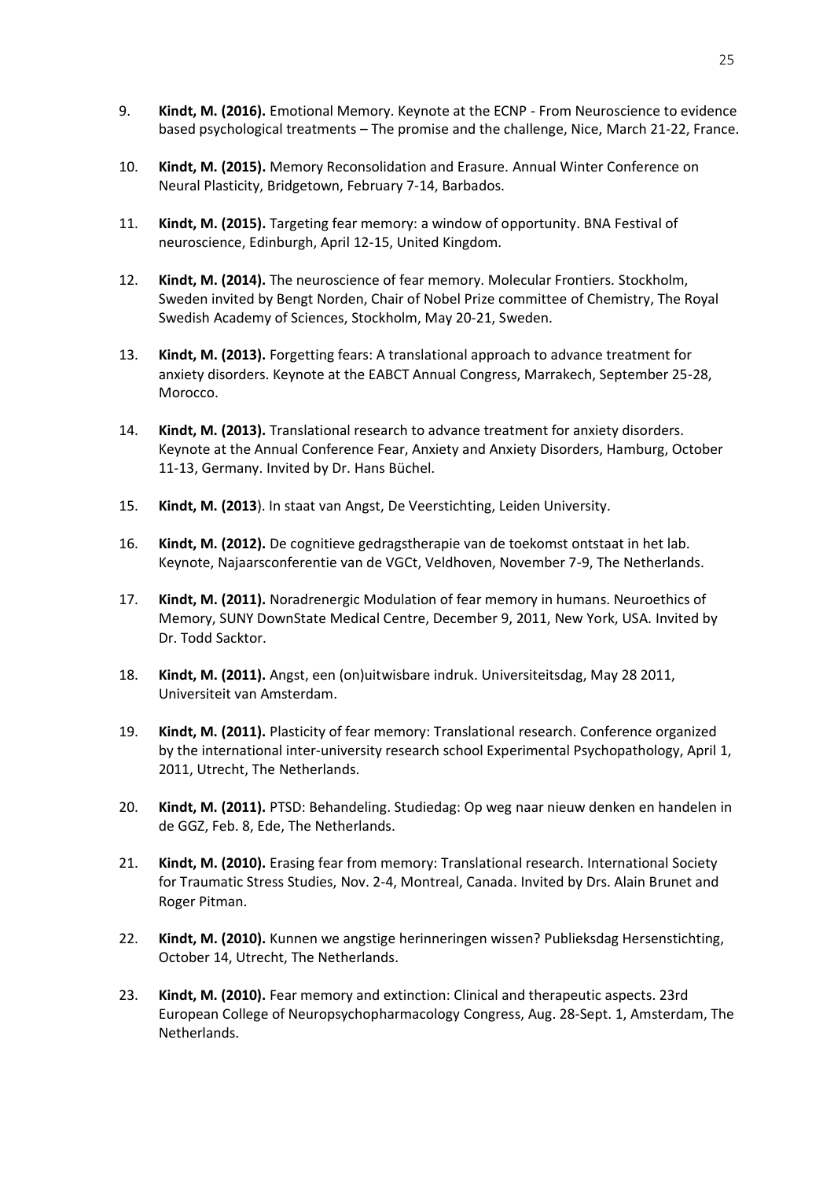9. **Kindt, M. (2016).** Emotional Memory. Keynote at the ECNP - From Neuroscience to evidence based psychological treatments – The promise and the challenge, Nice, March 21-22, France.

10. **Kindt, M. (2015).** Memory Reconsolidation and Erasure. Annual Winter Conference on Neural Plasticity, Bridgetown, February 7-14, Barbados.

11. **Kindt, M. (2015).** Targeting fear memory: a window of opportunity. BNA Festival of neuroscience, Edinburgh, April 12-15, United Kingdom.

12. **Kindt, M. (2014).** The neuroscience of fear memory. Molecular Frontiers. Stockholm, Sweden invited by Bengt Norden, Chair of Nobel Prize committee of Chemistry, The Royal Swedish Academy of Sciences, Stockholm, May 20-21, Sweden.

13. **Kindt, M. (2013).** Forgetting fears: A translational approach to advance treatment for anxiety disorders. Keynote at the EABCT Annual Congress, Marrakech, September 25-28, Morocco.

14. **Kindt, M. (2013).** Translational research to advance treatment for anxiety disorders. Keynote at the Annual Conference Fear, Anxiety and Anxiety Disorders, Hamburg, October 11-13, Germany. Invited by Dr. Hans Büchel.

15. **Kindt, M. (2013**). In staat van Angst, De Veerstichting, Leiden University.

16. **Kindt, M. (2012).** De cognitieve gedragstherapie van de toekomst ontstaat in het lab. Keynote, Najaarsconferentie van de VGCt, Veldhoven, November 7-9, The Netherlands.

17. **Kindt, M. (2011).** Noradrenergic Modulation of fear memory in humans. Neuroethics of Memory, SUNY DownState Medical Centre, December 9, 2011, New York, USA. Invited by Dr. Todd Sacktor.

18. **Kindt, M. (2011).** Angst, een (on)uitwisbare indruk. Universiteitsdag, May 28 2011, Universiteit van Amsterdam.

19. **Kindt, M. (2011).** Plasticity of fear memory: Translational research. Conference organized by the international inter-university research school Experimental Psychopathology, April 1, 2011, Utrecht, The Netherlands.

20. **Kindt, M. (2011).** PTSD: Behandeling. Studiedag: Op weg naar nieuw denken en handelen in de GGZ, Feb. 8, Ede, The Netherlands.

21. **Kindt, M. (2010).** Erasing fear from memory: Translational research. International Society for Traumatic Stress Studies, Nov. 2-4, Montreal, Canada. Invited by Drs. Alain Brunet and Roger Pitman.

22. **Kindt, M. (2010).** Kunnen we angstige herinneringen wissen? Publieksdag Hersenstichting, October 14, Utrecht, The Netherlands.

23. **Kindt, M. (2010).** Fear memory and extinction: Clinical and therapeutic aspects. 23rd European College of Neuropsychopharmacology Congress, Aug. 28-Sept. 1, Amsterdam, The Netherlands.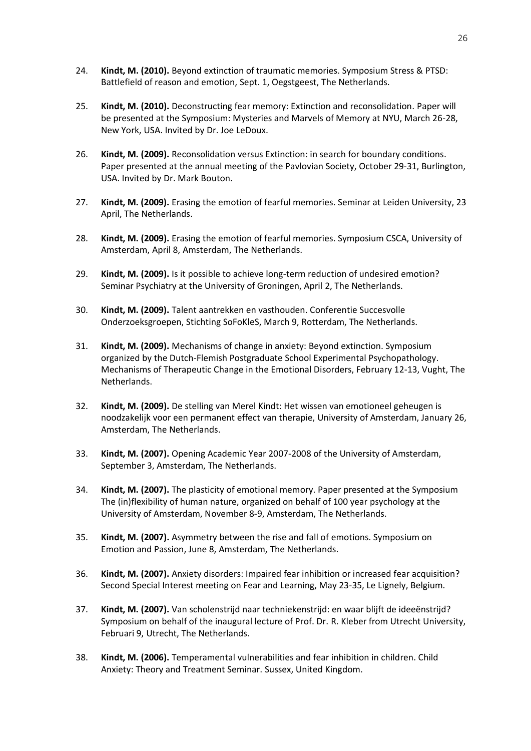24. **Kindt, M. (2010).** Beyond extinction of traumatic memories. Symposium Stress & PTSD: Battlefield of reason and emotion, Sept. 1, Oegstgeest, The Netherlands.

25. **Kindt, M. (2010).** Deconstructing fear memory: Extinction and reconsolidation. Paper will be presented at the Symposium: Mysteries and Marvels of Memory at NYU, March 26-28, New York, USA. Invited by Dr. Joe LeDoux.

26. **Kindt, M. (2009).** Reconsolidation versus Extinction: in search for boundary conditions. Paper presented at the annual meeting of the Pavlovian Society, October 29-31, Burlington, USA. Invited by Dr. Mark Bouton.

27. **Kindt, M. (2009).** Erasing the emotion of fearful memories. Seminar at Leiden University, 23 April, The Netherlands.

28. **Kindt, M. (2009).** Erasing the emotion of fearful memories. Symposium CSCA, University of Amsterdam, April 8, Amsterdam, The Netherlands.

29. **Kindt, M. (2009).** Is it possible to achieve long-term reduction of undesired emotion? Seminar Psychiatry at the University of Groningen, April 2, The Netherlands.

30. **Kindt, M. (2009).** Talent aantrekken en vasthouden. Conferentie Succesvolle Onderzoeksgroepen, Stichting SoFoKleS, March 9, Rotterdam, The Netherlands.

31. **Kindt, M. (2009).** Mechanisms of change in anxiety: Beyond extinction. Symposium organized by the Dutch-Flemish Postgraduate School Experimental Psychopathology. Mechanisms of Therapeutic Change in the Emotional Disorders, February 12-13, Vught, The Netherlands.

32. **Kindt, M. (2009).** De stelling van Merel Kindt: Het wissen van emotioneel geheugen is noodzakelijk voor een permanent effect van therapie, University of Amsterdam, January 26, Amsterdam, The Netherlands.

33. **Kindt, M. (2007).** Opening Academic Year 2007-2008 of the University of Amsterdam, September 3, Amsterdam, The Netherlands.

34. **Kindt, M. (2007).** The plasticity of emotional memory. Paper presented at the Symposium The (in)flexibility of human nature, organized on behalf of 100 year psychology at the University of Amsterdam, November 8-9, Amsterdam, The Netherlands.

35. **Kindt, M. (2007).** Asymmetry between the rise and fall of emotions. Symposium on Emotion and Passion, June 8, Amsterdam, The Netherlands.

36. **Kindt, M. (2007).** Anxiety disorders: Impaired fear inhibition or increased fear acquisition? Second Special Interest meeting on Fear and Learning, May 23-35, Le Lignely, Belgium.

37. **Kindt, M. (2007).** Van scholenstrijd naar techniekenstrijd: en waar blijft de ideeënstrijd? Symposium on behalf of the inaugural lecture of Prof. Dr. R. Kleber from Utrecht University, Februari 9, Utrecht, The Netherlands.

38. **Kindt, M. (2006).** Temperamental vulnerabilities and fear inhibition in children. Child Anxiety: Theory and Treatment Seminar. Sussex, United Kingdom.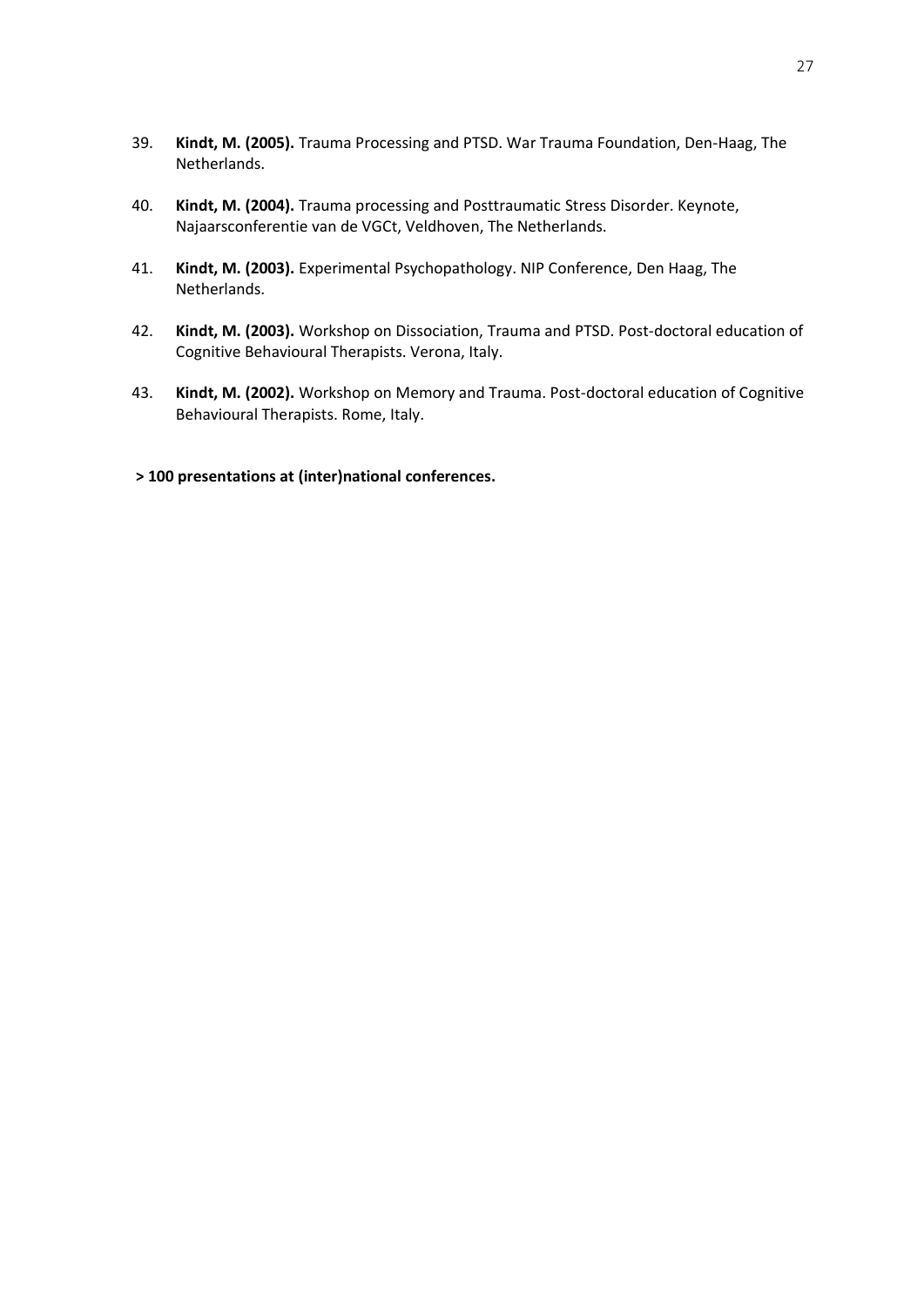39. **Kindt, M. (2005).** Trauma Processing and PTSD. War Trauma Foundation, Den-Haag, The Netherlands.

40. **Kindt, M. (2004).** Trauma processing and Posttraumatic Stress Disorder. Keynote, Najaarsconferentie van de VGCt, Veldhoven, The Netherlands.

41. **Kindt, M. (2003).** Experimental Psychopathology. NIP Conference, Den Haag, The Netherlands.

42. **Kindt, M. (2003).** Workshop on Dissociation, Trauma and PTSD. Post-doctoral education of Cognitive Behavioural Therapists. Verona, Italy.

43. **Kindt, M. (2002).** Workshop on Memory and Trauma. Post-doctoral education of Cognitive Behavioural Therapists. Rome, Italy.

**> 100 presentations at (inter)national conferences.**